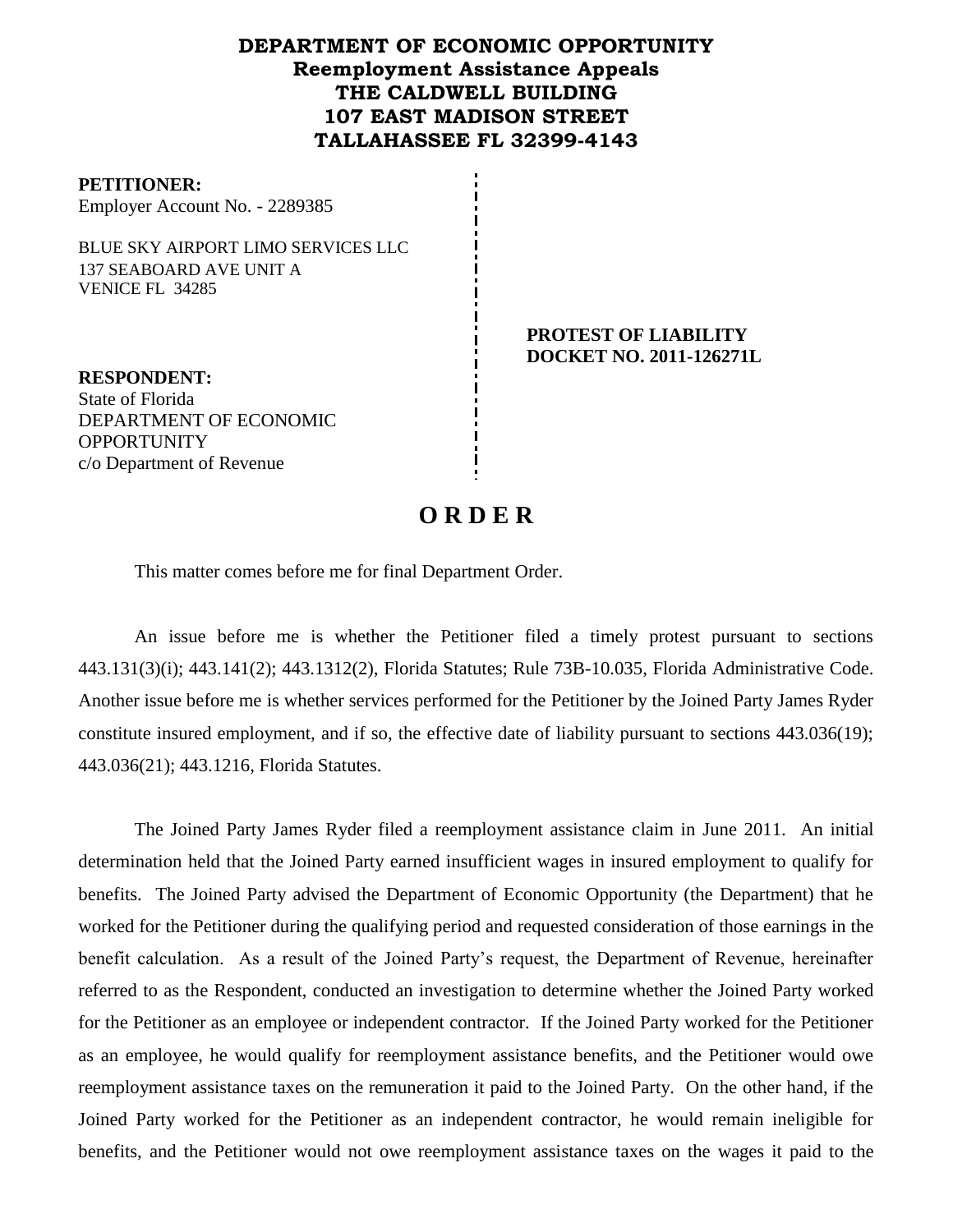# DEPARTMENT OF ECONOMIC OPPORTUNITY
## Reemployment Assistance Appeals
## THE CALDWELL BUILDING
## 107 EAST MADISON STREET
## TALLAHASSEE FL 32399-4143

**PETITIONER:**
Employer Account No. - 2289385

BLUE SKY AIRPORT LIMO SERVICES LLC
137 SEABOARD AVE UNIT A
VENICE FL 34285

**PROTEST OF LIABILITY**
**DOCKET NO. 2011-126271L**

**RESPONDENT:**
State of Florida
DEPARTMENT OF ECONOMIC OPPORTUNITY
c/o Department of Revenue

# O R D E R

This matter comes before me for final Department Order.

An issue before me is whether the Petitioner filed a timely protest pursuant to sections 443.131(3)(i); 443.141(2); 443.1312(2), Florida Statutes; Rule 73B-10.035, Florida Administrative Code. Another issue before me is whether services performed for the Petitioner by the Joined Party James Ryder constitute insured employment, and if so, the effective date of liability pursuant to sections 443.036(19); 443.036(21); 443.1216, Florida Statutes.

The Joined Party James Ryder filed a reemployment assistance claim in June 2011. An initial determination held that the Joined Party earned insufficient wages in insured employment to qualify for benefits. The Joined Party advised the Department of Economic Opportunity (the Department) that he worked for the Petitioner during the qualifying period and requested consideration of those earnings in the benefit calculation. As a result of the Joined Party's request, the Department of Revenue, hereinafter referred to as the Respondent, conducted an investigation to determine whether the Joined Party worked for the Petitioner as an employee or independent contractor. If the Joined Party worked for the Petitioner as an employee, he would qualify for reemployment assistance benefits, and the Petitioner would owe reemployment assistance taxes on the remuneration it paid to the Joined Party. On the other hand, if the Joined Party worked for the Petitioner as an independent contractor, he would remain ineligible for benefits, and the Petitioner would not owe reemployment assistance taxes on the wages it paid to the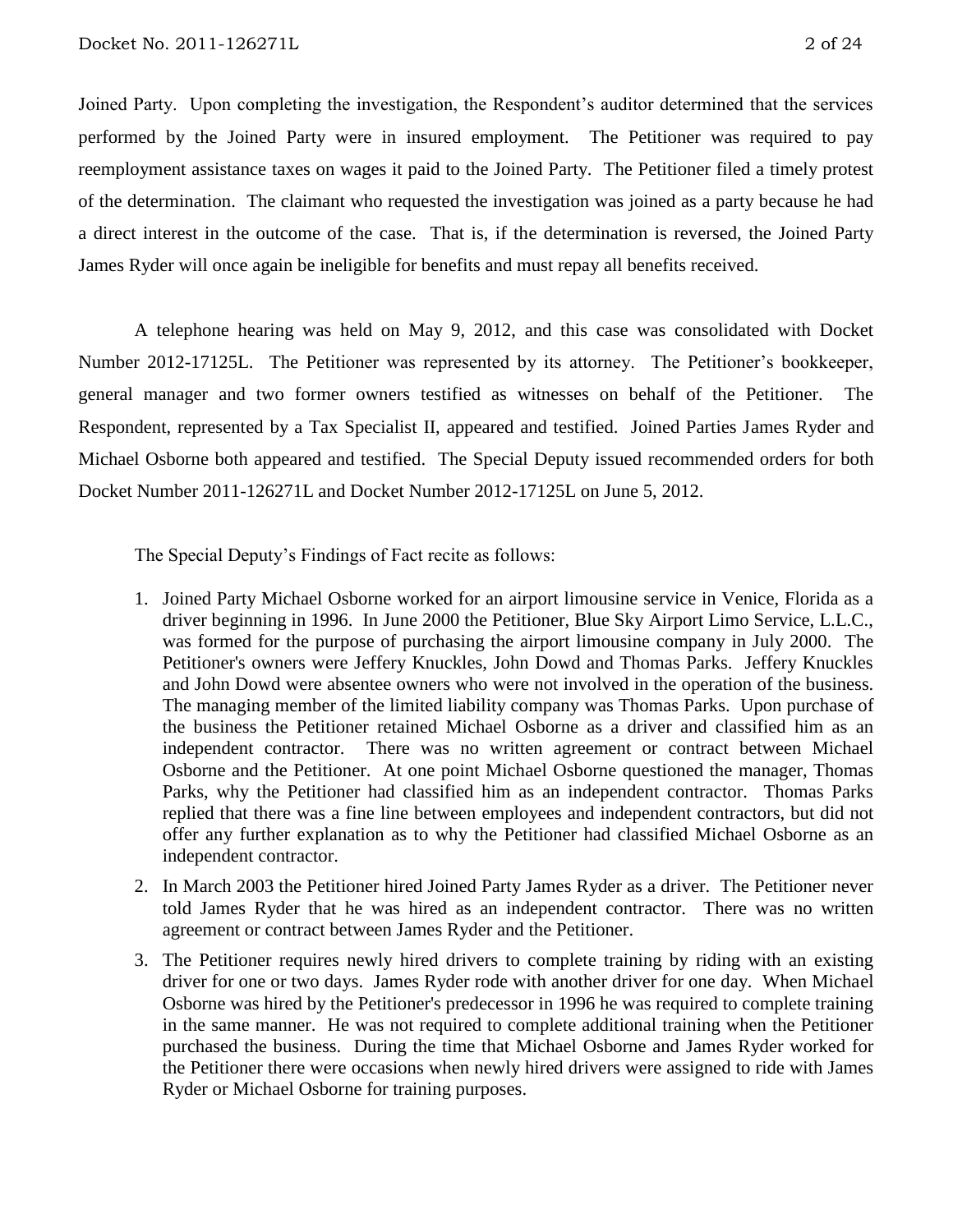Joined Party. Upon completing the investigation, the Respondent's auditor determined that the services performed by the Joined Party were in insured employment. The Petitioner was required to pay reemployment assistance taxes on wages it paid to the Joined Party. The Petitioner filed a timely protest of the determination. The claimant who requested the investigation was joined as a party because he had a direct interest in the outcome of the case. That is, if the determination is reversed, the Joined Party James Ryder will once again be ineligible for benefits and must repay all benefits received.

A telephone hearing was held on May 9, 2012, and this case was consolidated with Docket Number 2012-17125L. The Petitioner was represented by its attorney. The Petitioner's bookkeeper, general manager and two former owners testified as witnesses on behalf of the Petitioner. The Respondent, represented by a Tax Specialist II, appeared and testified. Joined Parties James Ryder and Michael Osborne both appeared and testified. The Special Deputy issued recommended orders for both Docket Number 2011-126271L and Docket Number 2012-17125L on June 5, 2012.

The Special Deputy's Findings of Fact recite as follows:

1. Joined Party Michael Osborne worked for an airport limousine service in Venice, Florida as a driver beginning in 1996. In June 2000 the Petitioner, Blue Sky Airport Limo Service, L.L.C., was formed for the purpose of purchasing the airport limousine company in July 2000. The Petitioner's owners were Jeffery Knuckles, John Dowd and Thomas Parks. Jeffery Knuckles and John Dowd were absentee owners who were not involved in the operation of the business. The managing member of the limited liability company was Thomas Parks. Upon purchase of the business the Petitioner retained Michael Osborne as a driver and classified him as an independent contractor. There was no written agreement or contract between Michael Osborne and the Petitioner. At one point Michael Osborne questioned the manager, Thomas Parks, why the Petitioner had classified him as an independent contractor. Thomas Parks replied that there was a fine line between employees and independent contractors, but did not offer any further explanation as to why the Petitioner had classified Michael Osborne as an independent contractor.
2. In March 2003 the Petitioner hired Joined Party James Ryder as a driver. The Petitioner never told James Ryder that he was hired as an independent contractor. There was no written agreement or contract between James Ryder and the Petitioner.
3. The Petitioner requires newly hired drivers to complete training by riding with an existing driver for one or two days. James Ryder rode with another driver for one day. When Michael Osborne was hired by the Petitioner's predecessor in 1996 he was required to complete training in the same manner. He was not required to complete additional training when the Petitioner purchased the business. During the time that Michael Osborne and James Ryder worked for the Petitioner there were occasions when newly hired drivers were assigned to ride with James Ryder or Michael Osborne for training purposes.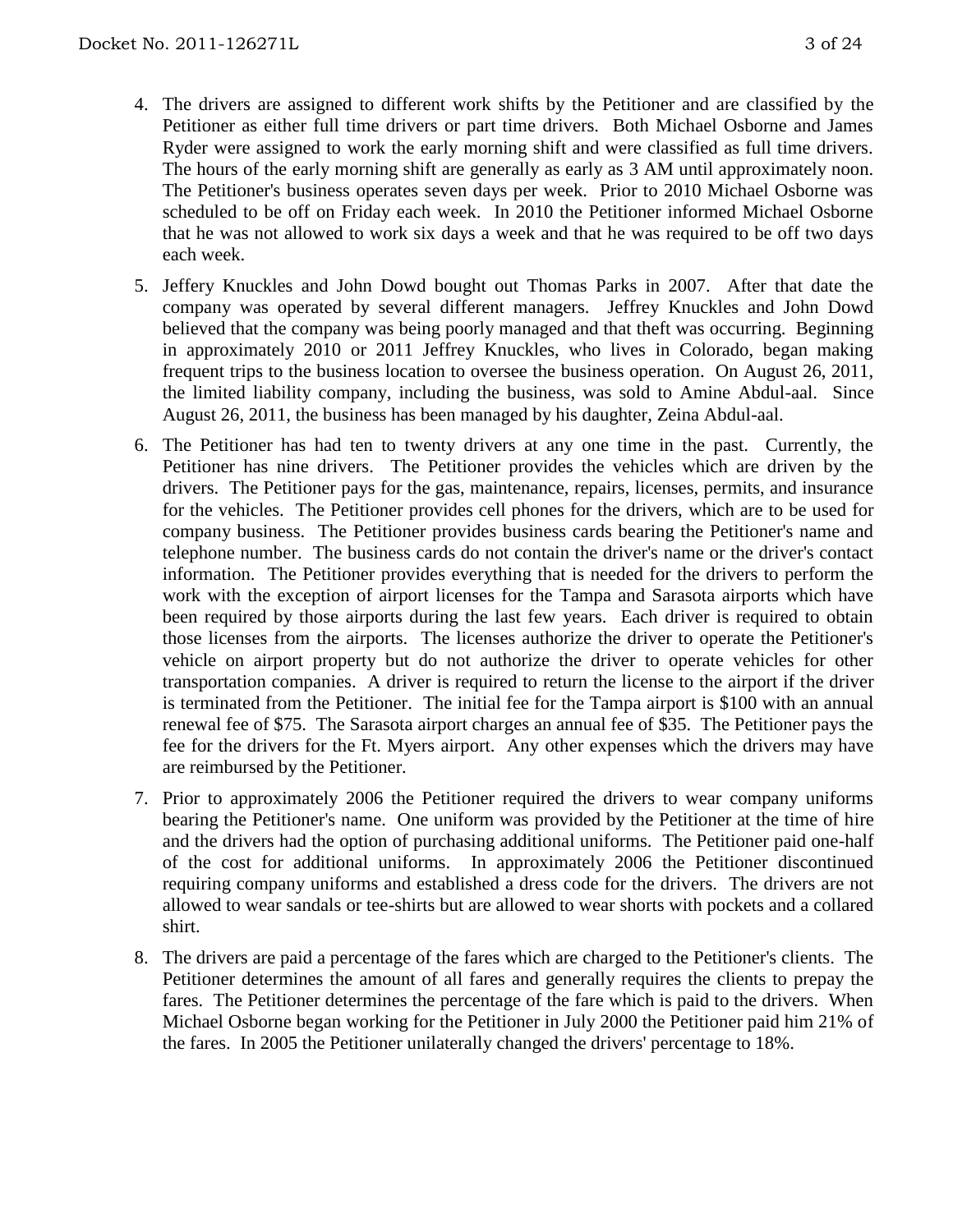4. The drivers are assigned to different work shifts by the Petitioner and are classified by the Petitioner as either full time drivers or part time drivers. Both Michael Osborne and James Ryder were assigned to work the early morning shift and were classified as full time drivers. The hours of the early morning shift are generally as early as 3 AM until approximately noon. The Petitioner's business operates seven days per week. Prior to 2010 Michael Osborne was scheduled to be off on Friday each week. In 2010 the Petitioner informed Michael Osborne that he was not allowed to work six days a week and that he was required to be off two days each week.

5. Jeffery Knuckles and John Dowd bought out Thomas Parks in 2007. After that date the company was operated by several different managers. Jeffrey Knuckles and John Dowd believed that the company was being poorly managed and that theft was occurring. Beginning in approximately 2010 or 2011 Jeffrey Knuckles, who lives in Colorado, began making frequent trips to the business location to oversee the business operation. On August 26, 2011, the limited liability company, including the business, was sold to Amine Abdul-aal. Since August 26, 2011, the business has been managed by his daughter, Zeina Abdul-aal.

6. The Petitioner has had ten to twenty drivers at any one time in the past. Currently, the Petitioner has nine drivers. The Petitioner provides the vehicles which are driven by the drivers. The Petitioner pays for the gas, maintenance, repairs, licenses, permits, and insurance for the vehicles. The Petitioner provides cell phones for the drivers, which are to be used for company business. The Petitioner provides business cards bearing the Petitioner's name and telephone number. The business cards do not contain the driver's name or the driver's contact information. The Petitioner provides everything that is needed for the drivers to perform the work with the exception of airport licenses for the Tampa and Sarasota airports which have been required by those airports during the last few years. Each driver is required to obtain those licenses from the airports. The licenses authorize the driver to operate the Petitioner's vehicle on airport property but do not authorize the driver to operate vehicles for other transportation companies. A driver is required to return the license to the airport if the driver is terminated from the Petitioner. The initial fee for the Tampa airport is $100 with an annual renewal fee of $75. The Sarasota airport charges an annual fee of $35. The Petitioner pays the fee for the drivers for the Ft. Myers airport. Any other expenses which the drivers may have are reimbursed by the Petitioner.

7. Prior to approximately 2006 the Petitioner required the drivers to wear company uniforms bearing the Petitioner's name. One uniform was provided by the Petitioner at the time of hire and the drivers had the option of purchasing additional uniforms. The Petitioner paid one-half of the cost for additional uniforms. In approximately 2006 the Petitioner discontinued requiring company uniforms and established a dress code for the drivers. The drivers are not allowed to wear sandals or tee-shirts but are allowed to wear shorts with pockets and a collared shirt.

8. The drivers are paid a percentage of the fares which are charged to the Petitioner's clients. The Petitioner determines the amount of all fares and generally requires the clients to prepay the fares. The Petitioner determines the percentage of the fare which is paid to the drivers. When Michael Osborne began working for the Petitioner in July 2000 the Petitioner paid him 21% of the fares. In 2005 the Petitioner unilaterally changed the drivers' percentage to 18%.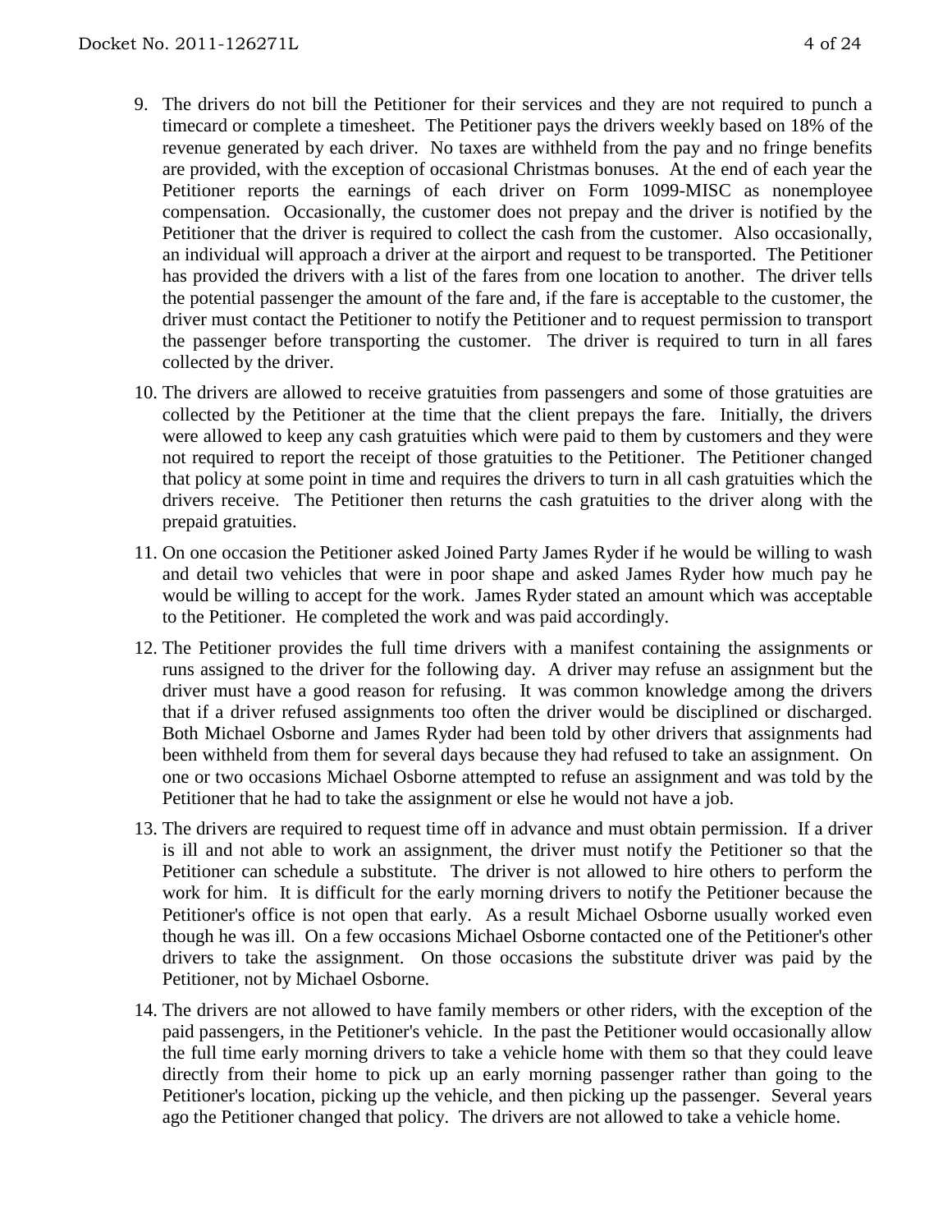9. The drivers do not bill the Petitioner for their services and they are not required to punch a timecard or complete a timesheet. The Petitioner pays the drivers weekly based on 18% of the revenue generated by each driver. No taxes are withheld from the pay and no fringe benefits are provided, with the exception of occasional Christmas bonuses. At the end of each year the Petitioner reports the earnings of each driver on Form 1099-MISC as nonemployee compensation. Occasionally, the customer does not prepay and the driver is notified by the Petitioner that the driver is required to collect the cash from the customer. Also occasionally, an individual will approach a driver at the airport and request to be transported. The Petitioner has provided the drivers with a list of the fares from one location to another. The driver tells the potential passenger the amount of the fare and, if the fare is acceptable to the customer, the driver must contact the Petitioner to notify the Petitioner and to request permission to transport the passenger before transporting the customer. The driver is required to turn in all fares collected by the driver.

10. The drivers are allowed to receive gratuities from passengers and some of those gratuities are collected by the Petitioner at the time that the client prepays the fare. Initially, the drivers were allowed to keep any cash gratuities which were paid to them by customers and they were not required to report the receipt of those gratuities to the Petitioner. The Petitioner changed that policy at some point in time and requires the drivers to turn in all cash gratuities which the drivers receive. The Petitioner then returns the cash gratuities to the driver along with the prepaid gratuities.

11. On one occasion the Petitioner asked Joined Party James Ryder if he would be willing to wash and detail two vehicles that were in poor shape and asked James Ryder how much pay he would be willing to accept for the work. James Ryder stated an amount which was acceptable to the Petitioner. He completed the work and was paid accordingly.

12. The Petitioner provides the full time drivers with a manifest containing the assignments or runs assigned to the driver for the following day. A driver may refuse an assignment but the driver must have a good reason for refusing. It was common knowledge among the drivers that if a driver refused assignments too often the driver would be disciplined or discharged. Both Michael Osborne and James Ryder had been told by other drivers that assignments had been withheld from them for several days because they had refused to take an assignment. On one or two occasions Michael Osborne attempted to refuse an assignment and was told by the Petitioner that he had to take the assignment or else he would not have a job.

13. The drivers are required to request time off in advance and must obtain permission. If a driver is ill and not able to work an assignment, the driver must notify the Petitioner so that the Petitioner can schedule a substitute. The driver is not allowed to hire others to perform the work for him. It is difficult for the early morning drivers to notify the Petitioner because the Petitioner's office is not open that early. As a result Michael Osborne usually worked even though he was ill. On a few occasions Michael Osborne contacted one of the Petitioner's other drivers to take the assignment. On those occasions the substitute driver was paid by the Petitioner, not by Michael Osborne.

14. The drivers are not allowed to have family members or other riders, with the exception of the paid passengers, in the Petitioner's vehicle. In the past the Petitioner would occasionally allow the full time early morning drivers to take a vehicle home with them so that they could leave directly from their home to pick up an early morning passenger rather than going to the Petitioner's location, picking up the vehicle, and then picking up the passenger. Several years ago the Petitioner changed that policy. The drivers are not allowed to take a vehicle home.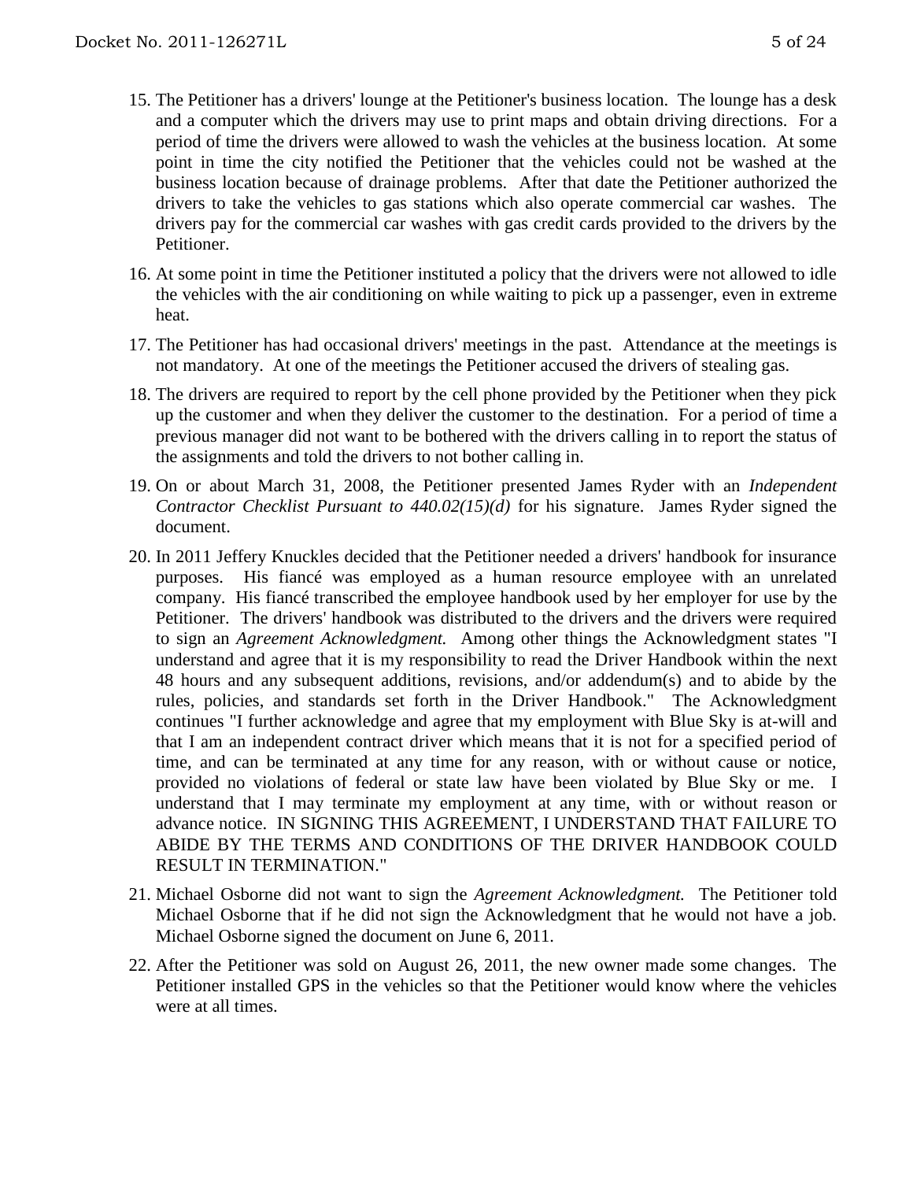15. The Petitioner has a drivers' lounge at the Petitioner's business location. The lounge has a desk and a computer which the drivers may use to print maps and obtain driving directions. For a period of time the drivers were allowed to wash the vehicles at the business location. At some point in time the city notified the Petitioner that the vehicles could not be washed at the business location because of drainage problems. After that date the Petitioner authorized the drivers to take the vehicles to gas stations which also operate commercial car washes. The drivers pay for the commercial car washes with gas credit cards provided to the drivers by the Petitioner.

16. At some point in time the Petitioner instituted a policy that the drivers were not allowed to idle the vehicles with the air conditioning on while waiting to pick up a passenger, even in extreme heat.

17. The Petitioner has had occasional drivers' meetings in the past. Attendance at the meetings is not mandatory. At one of the meetings the Petitioner accused the drivers of stealing gas.

18. The drivers are required to report by the cell phone provided by the Petitioner when they pick up the customer and when they deliver the customer to the destination. For a period of time a previous manager did not want to be bothered with the drivers calling in to report the status of the assignments and told the drivers to not bother calling in.

19. On or about March 31, 2008, the Petitioner presented James Ryder with an *Independent Contractor Checklist Pursuant to 440.02(15)(d)* for his signature. James Ryder signed the document.

20. In 2011 Jeffery Knuckles decided that the Petitioner needed a drivers' handbook for insurance purposes. His fiancé was employed as a human resource employee with an unrelated company. His fiancé transcribed the employee handbook used by her employer for use by the Petitioner. The drivers' handbook was distributed to the drivers and the drivers were required to sign an *Agreement Acknowledgment.* Among other things the Acknowledgment states "I understand and agree that it is my responsibility to read the Driver Handbook within the next 48 hours and any subsequent additions, revisions, and/or addendum(s) and to abide by the rules, policies, and standards set forth in the Driver Handbook." The Acknowledgment continues "I further acknowledge and agree that my employment with Blue Sky is at-will and that I am an independent contract driver which means that it is not for a specified period of time, and can be terminated at any time for any reason, with or without cause or notice, provided no violations of federal or state law have been violated by Blue Sky or me. I understand that I may terminate my employment at any time, with or without reason or advance notice. IN SIGNING THIS AGREEMENT, I UNDERSTAND THAT FAILURE TO ABIDE BY THE TERMS AND CONDITIONS OF THE DRIVER HANDBOOK COULD RESULT IN TERMINATION."

21. Michael Osborne did not want to sign the *Agreement Acknowledgment.* The Petitioner told Michael Osborne that if he did not sign the Acknowledgment that he would not have a job. Michael Osborne signed the document on June 6, 2011.

22. After the Petitioner was sold on August 26, 2011, the new owner made some changes. The Petitioner installed GPS in the vehicles so that the Petitioner would know where the vehicles were at all times.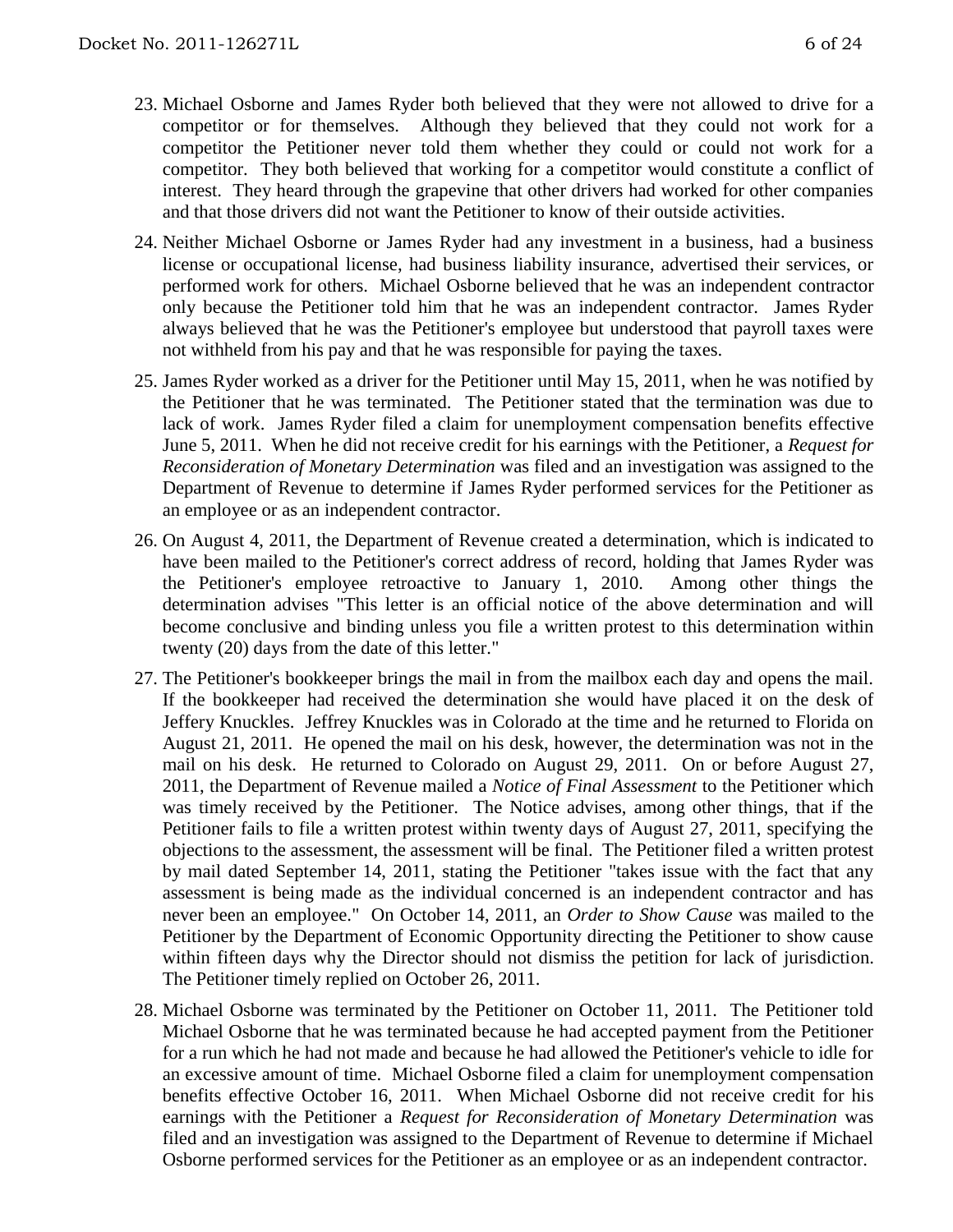23. Michael Osborne and James Ryder both believed that they were not allowed to drive for a competitor or for themselves. Although they believed that they could not work for a competitor the Petitioner never told them whether they could or could not work for a competitor. They both believed that working for a competitor would constitute a conflict of interest. They heard through the grapevine that other drivers had worked for other companies and that those drivers did not want the Petitioner to know of their outside activities.

24. Neither Michael Osborne or James Ryder had any investment in a business, had a business license or occupational license, had business liability insurance, advertised their services, or performed work for others. Michael Osborne believed that he was an independent contractor only because the Petitioner told him that he was an independent contractor. James Ryder always believed that he was the Petitioner's employee but understood that payroll taxes were not withheld from his pay and that he was responsible for paying the taxes.

25. James Ryder worked as a driver for the Petitioner until May 15, 2011, when he was notified by the Petitioner that he was terminated. The Petitioner stated that the termination was due to lack of work. James Ryder filed a claim for unemployment compensation benefits effective June 5, 2011. When he did not receive credit for his earnings with the Petitioner, a *Request for Reconsideration of Monetary Determination* was filed and an investigation was assigned to the Department of Revenue to determine if James Ryder performed services for the Petitioner as an employee or as an independent contractor.

26. On August 4, 2011, the Department of Revenue created a determination, which is indicated to have been mailed to the Petitioner's correct address of record, holding that James Ryder was the Petitioner's employee retroactive to January 1, 2010. Among other things the determination advises "This letter is an official notice of the above determination and will become conclusive and binding unless you file a written protest to this determination within twenty (20) days from the date of this letter."

27. The Petitioner's bookkeeper brings the mail in from the mailbox each day and opens the mail. If the bookkeeper had received the determination she would have placed it on the desk of Jeffery Knuckles. Jeffrey Knuckles was in Colorado at the time and he returned to Florida on August 21, 2011. He opened the mail on his desk, however, the determination was not in the mail on his desk. He returned to Colorado on August 29, 2011. On or before August 27, 2011, the Department of Revenue mailed a *Notice of Final Assessment* to the Petitioner which was timely received by the Petitioner. The Notice advises, among other things, that if the Petitioner fails to file a written protest within twenty days of August 27, 2011, specifying the objections to the assessment, the assessment will be final. The Petitioner filed a written protest by mail dated September 14, 2011, stating the Petitioner "takes issue with the fact that any assessment is being made as the individual concerned is an independent contractor and has never been an employee." On October 14, 2011, an *Order to Show Cause* was mailed to the Petitioner by the Department of Economic Opportunity directing the Petitioner to show cause within fifteen days why the Director should not dismiss the petition for lack of jurisdiction. The Petitioner timely replied on October 26, 2011.

28. Michael Osborne was terminated by the Petitioner on October 11, 2011. The Petitioner told Michael Osborne that he was terminated because he had accepted payment from the Petitioner for a run which he had not made and because he had allowed the Petitioner's vehicle to idle for an excessive amount of time. Michael Osborne filed a claim for unemployment compensation benefits effective October 16, 2011. When Michael Osborne did not receive credit for his earnings with the Petitioner a *Request for Reconsideration of Monetary Determination* was filed and an investigation was assigned to the Department of Revenue to determine if Michael Osborne performed services for the Petitioner as an employee or as an independent contractor.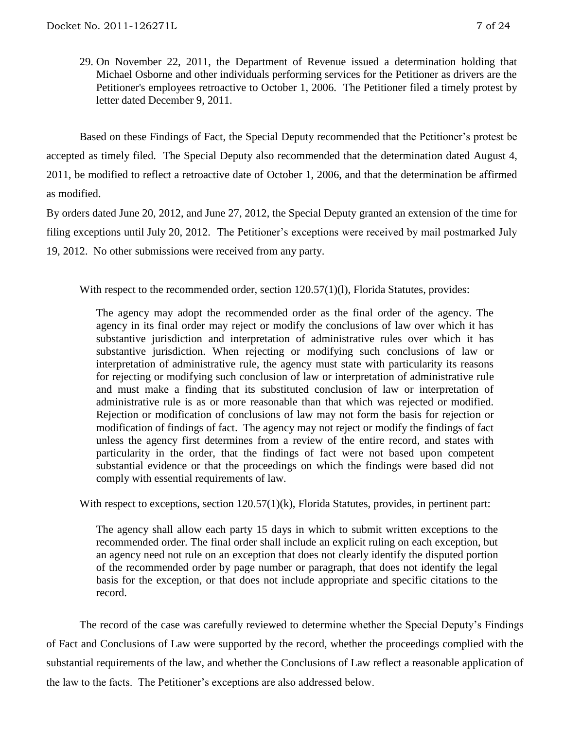29. On November 22, 2011, the Department of Revenue issued a determination holding that Michael Osborne and other individuals performing services for the Petitioner as drivers are the Petitioner's employees retroactive to October 1, 2006. The Petitioner filed a timely protest by letter dated December 9, 2011.

Based on these Findings of Fact, the Special Deputy recommended that the Petitioner's protest be accepted as timely filed. The Special Deputy also recommended that the determination dated August 4, 2011, be modified to reflect a retroactive date of October 1, 2006, and that the determination be affirmed as modified.

By orders dated June 20, 2012, and June 27, 2012, the Special Deputy granted an extension of the time for filing exceptions until July 20, 2012. The Petitioner's exceptions were received by mail postmarked July 19, 2012. No other submissions were received from any party.

With respect to the recommended order, section 120.57(1)(l), Florida Statutes, provides:

> The agency may adopt the recommended order as the final order of the agency. The agency in its final order may reject or modify the conclusions of law over which it has substantive jurisdiction and interpretation of administrative rules over which it has substantive jurisdiction. When rejecting or modifying such conclusions of law or interpretation of administrative rule, the agency must state with particularity its reasons for rejecting or modifying such conclusion of law or interpretation of administrative rule and must make a finding that its substituted conclusion of law or interpretation of administrative rule is as or more reasonable than that which was rejected or modified. Rejection or modification of conclusions of law may not form the basis for rejection or modification of findings of fact. The agency may not reject or modify the findings of fact unless the agency first determines from a review of the entire record, and states with particularity in the order, that the findings of fact were not based upon competent substantial evidence or that the proceedings on which the findings were based did not comply with essential requirements of law.

With respect to exceptions, section 120.57(1)(k), Florida Statutes, provides, in pertinent part:

> The agency shall allow each party 15 days in which to submit written exceptions to the recommended order. The final order shall include an explicit ruling on each exception, but an agency need not rule on an exception that does not clearly identify the disputed portion of the recommended order by page number or paragraph, that does not identify the legal basis for the exception, or that does not include appropriate and specific citations to the record.

The record of the case was carefully reviewed to determine whether the Special Deputy's Findings of Fact and Conclusions of Law were supported by the record, whether the proceedings complied with the substantial requirements of the law, and whether the Conclusions of Law reflect a reasonable application of the law to the facts. The Petitioner's exceptions are also addressed below.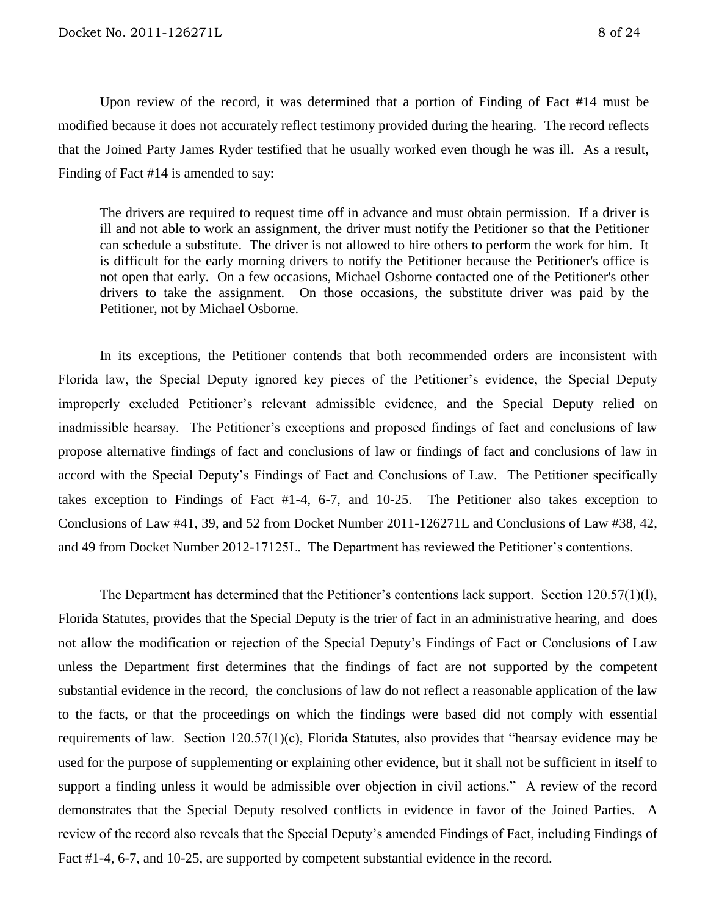Upon review of the record, it was determined that a portion of Finding of Fact #14 must be modified because it does not accurately reflect testimony provided during the hearing. The record reflects that the Joined Party James Ryder testified that he usually worked even though he was ill. As a result, Finding of Fact #14 is amended to say:

> The drivers are required to request time off in advance and must obtain permission. If a driver is ill and not able to work an assignment, the driver must notify the Petitioner so that the Petitioner can schedule a substitute. The driver is not allowed to hire others to perform the work for him. It is difficult for the early morning drivers to notify the Petitioner because the Petitioner's office is not open that early. On a few occasions, Michael Osborne contacted one of the Petitioner's other drivers to take the assignment. On those occasions, the substitute driver was paid by the Petitioner, not by Michael Osborne.

In its exceptions, the Petitioner contends that both recommended orders are inconsistent with Florida law, the Special Deputy ignored key pieces of the Petitioner's evidence, the Special Deputy improperly excluded Petitioner's relevant admissible evidence, and the Special Deputy relied on inadmissible hearsay. The Petitioner's exceptions and proposed findings of fact and conclusions of law propose alternative findings of fact and conclusions of law or findings of fact and conclusions of law in accord with the Special Deputy's Findings of Fact and Conclusions of Law. The Petitioner specifically takes exception to Findings of Fact #1-4, 6-7, and 10-25. The Petitioner also takes exception to Conclusions of Law #41, 39, and 52 from Docket Number 2011-126271L and Conclusions of Law #38, 42, and 49 from Docket Number 2012-17125L. The Department has reviewed the Petitioner's contentions.

The Department has determined that the Petitioner's contentions lack support. Section 120.57(1)(l), Florida Statutes, provides that the Special Deputy is the trier of fact in an administrative hearing, and does not allow the modification or rejection of the Special Deputy's Findings of Fact or Conclusions of Law unless the Department first determines that the findings of fact are not supported by the competent substantial evidence in the record, the conclusions of law do not reflect a reasonable application of the law to the facts, or that the proceedings on which the findings were based did not comply with essential requirements of law. Section 120.57(1)(c), Florida Statutes, also provides that "hearsay evidence may be used for the purpose of supplementing or explaining other evidence, but it shall not be sufficient in itself to support a finding unless it would be admissible over objection in civil actions." A review of the record demonstrates that the Special Deputy resolved conflicts in evidence in favor of the Joined Parties. A review of the record also reveals that the Special Deputy's amended Findings of Fact, including Findings of Fact #1-4, 6-7, and 10-25, are supported by competent substantial evidence in the record.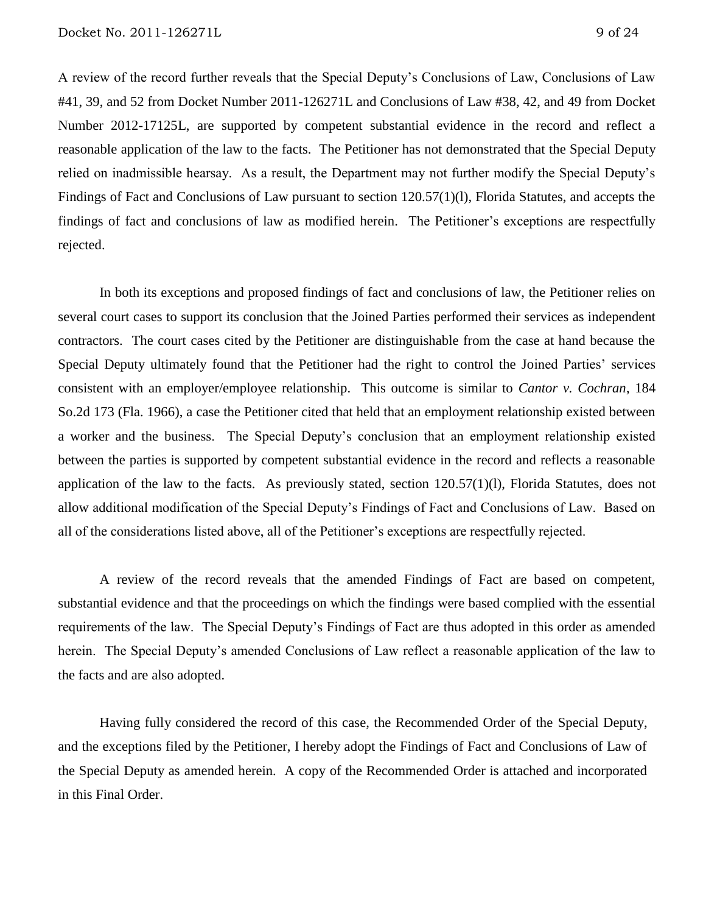A review of the record further reveals that the Special Deputy's Conclusions of Law, Conclusions of Law #41, 39, and 52 from Docket Number 2011-126271L and Conclusions of Law #38, 42, and 49 from Docket Number 2012-17125L, are supported by competent substantial evidence in the record and reflect a reasonable application of the law to the facts. The Petitioner has not demonstrated that the Special Deputy relied on inadmissible hearsay. As a result, the Department may not further modify the Special Deputy's Findings of Fact and Conclusions of Law pursuant to section 120.57(1)(l), Florida Statutes, and accepts the findings of fact and conclusions of law as modified herein. The Petitioner's exceptions are respectfully rejected.

In both its exceptions and proposed findings of fact and conclusions of law, the Petitioner relies on several court cases to support its conclusion that the Joined Parties performed their services as independent contractors. The court cases cited by the Petitioner are distinguishable from the case at hand because the Special Deputy ultimately found that the Petitioner had the right to control the Joined Parties' services consistent with an employer/employee relationship. This outcome is similar to *Cantor v. Cochran*, 184 So.2d 173 (Fla. 1966), a case the Petitioner cited that held that an employment relationship existed between a worker and the business. The Special Deputy's conclusion that an employment relationship existed between the parties is supported by competent substantial evidence in the record and reflects a reasonable application of the law to the facts. As previously stated, section 120.57(1)(l), Florida Statutes, does not allow additional modification of the Special Deputy's Findings of Fact and Conclusions of Law. Based on all of the considerations listed above, all of the Petitioner's exceptions are respectfully rejected.

A review of the record reveals that the amended Findings of Fact are based on competent, substantial evidence and that the proceedings on which the findings were based complied with the essential requirements of the law. The Special Deputy's Findings of Fact are thus adopted in this order as amended herein. The Special Deputy's amended Conclusions of Law reflect a reasonable application of the law to the facts and are also adopted.

Having fully considered the record of this case, the Recommended Order of the Special Deputy, and the exceptions filed by the Petitioner, I hereby adopt the Findings of Fact and Conclusions of Law of the Special Deputy as amended herein. A copy of the Recommended Order is attached and incorporated in this Final Order.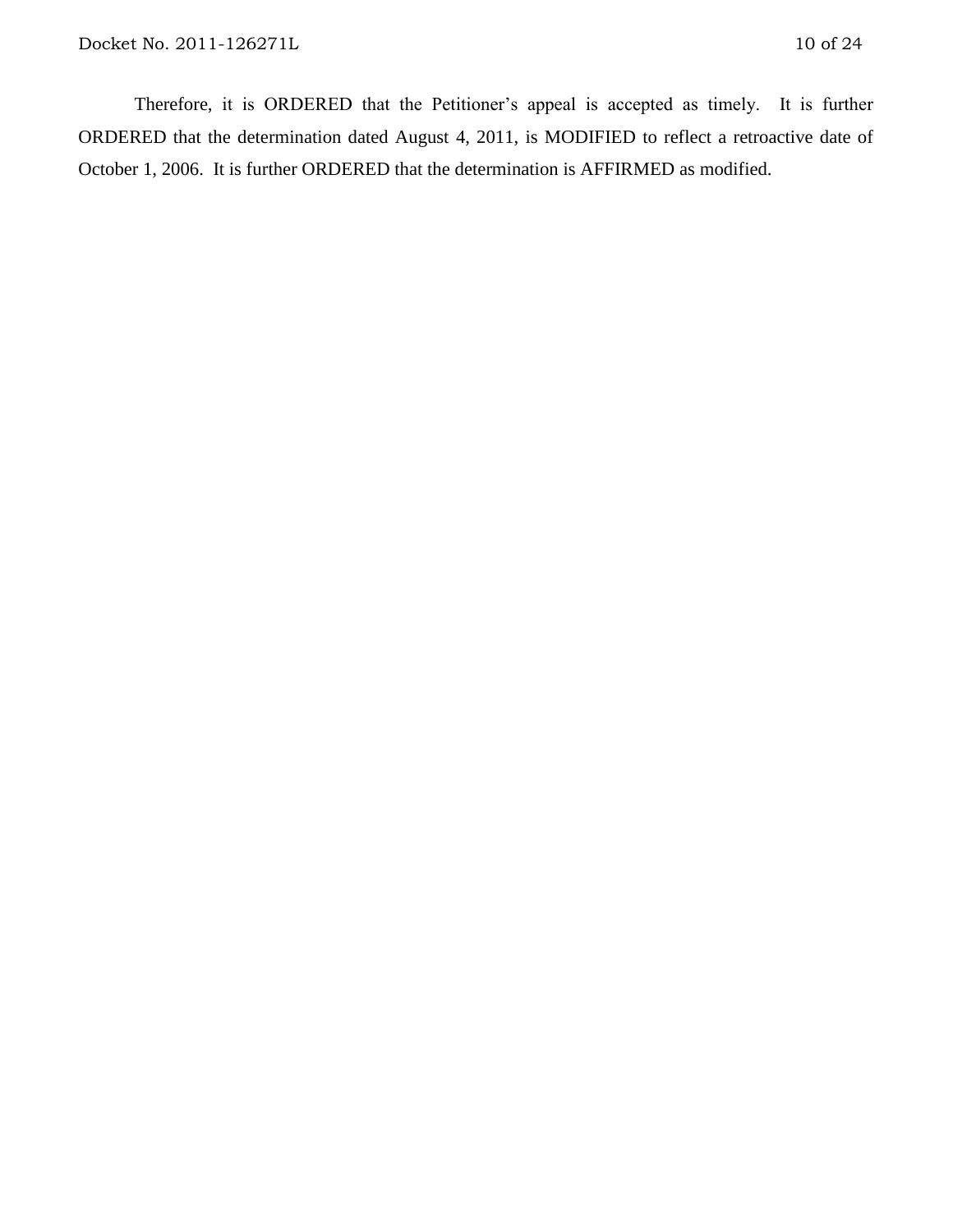Therefore, it is ORDERED that the Petitioner's appeal is accepted as timely. It is further ORDERED that the determination dated August 4, 2011, is MODIFIED to reflect a retroactive date of October 1, 2006. It is further ORDERED that the determination is AFFIRMED as modified.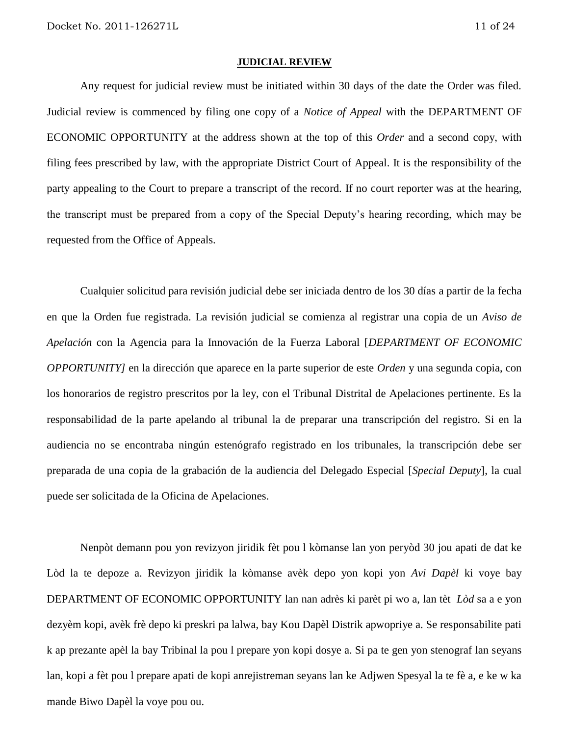**JUDICIAL REVIEW**

Any request for judicial review must be initiated within 30 days of the date the Order was filed. Judicial review is commenced by filing one copy of a *Notice of Appeal* with the DEPARTMENT OF ECONOMIC OPPORTUNITY at the address shown at the top of this *Order* and a second copy, with filing fees prescribed by law, with the appropriate District Court of Appeal. It is the responsibility of the party appealing to the Court to prepare a transcript of the record. If no court reporter was at the hearing, the transcript must be prepared from a copy of the Special Deputy's hearing recording, which may be requested from the Office of Appeals.

Cualquier solicitud para revisión judicial debe ser iniciada dentro de los 30 días a partir de la fecha en que la Orden fue registrada. La revisión judicial se comienza al registrar una copia de un *Aviso de Apelación* con la Agencia para la Innovación de la Fuerza Laboral [*DEPARTMENT OF ECONOMIC OPPORTUNITY]* en la dirección que aparece en la parte superior de este *Orden* y una segunda copia, con los honorarios de registro prescritos por la ley, con el Tribunal Distrital de Apelaciones pertinente. Es la responsabilidad de la parte apelando al tribunal la de preparar una transcripción del registro. Si en la audiencia no se encontraba ningún estenógrafo registrado en los tribunales, la transcripción debe ser preparada de una copia de la grabación de la audiencia del Delegado Especial [*Special Deputy*], la cual puede ser solicitada de la Oficina de Apelaciones.

Nenpòt demann pou yon revizyon jiridik fèt pou l kòmanse lan yon peryòd 30 jou apati de dat ke Lòd la te depoze a. Revizyon jiridik la kòmanse avèk depo yon kopi yon *Avi Dapèl* ki voye bay DEPARTMENT OF ECONOMIC OPPORTUNITY lan nan adrès ki parèt pi wo a, lan tèt *Lòd* sa a e yon dezyèm kopi, avèk frè depo ki preskri pa lalwa, bay Kou Dapèl Distrik apwopriye a. Se responsabilite pati k ap prezante apèl la bay Tribinal la pou l prepare yon kopi dosye a. Si pa te gen yon stenograf lan seyans lan, kopi a fèt pou l prepare apati de kopi anrejistreman seyans lan ke Adjwen Spesyal la te fè a, e ke w ka mande Biwo Dapèl la voye pou ou.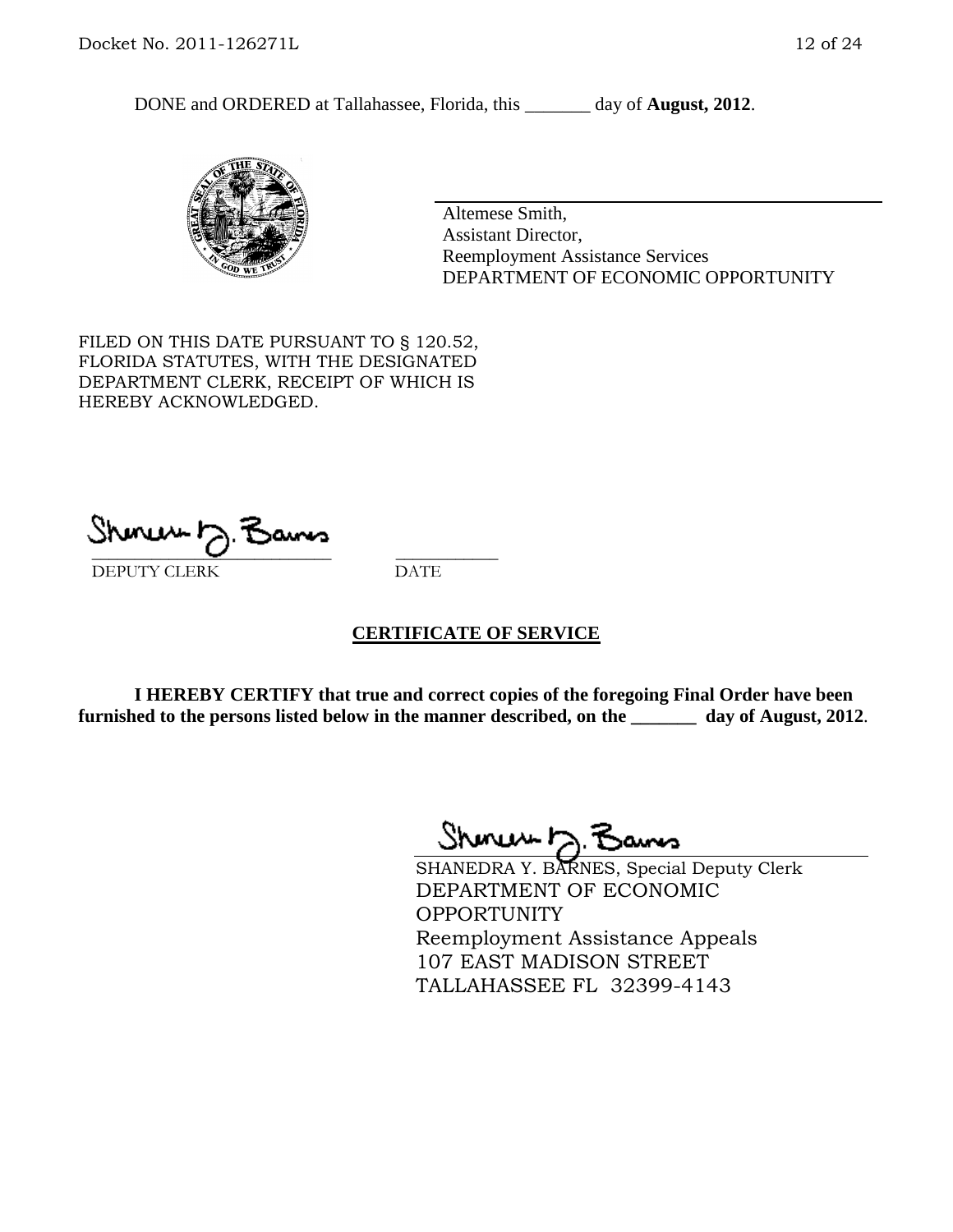DONE and ORDERED at Tallahassee, Florida, this _______ day of **August, 2012**.

Altemese Smith,
Assistant Director,
Reemployment Assistance Services
DEPARTMENT OF ECONOMIC OPPORTUNITY

FILED ON THIS DATE PURSUANT TO § 120.52, FLORIDA STATUTES, WITH THE DESIGNATED DEPARTMENT CLERK, RECEIPT OF WHICH IS HEREBY ACKNOWLEDGED.

___________________________ ___________
DEPUTY CLERK DATE

## CERTIFICATE OF SERVICE

**I HEREBY CERTIFY that true and correct copies of the foregoing Final Order have been furnished to the persons listed below in the manner described, on the _______ day of August, 2012**.

SHANEDRA Y. BARNES, Special Deputy Clerk
DEPARTMENT OF ECONOMIC OPPORTUNITY
Reemployment Assistance Appeals
107 EAST MADISON STREET
TALLAHASSEE FL 32399-4143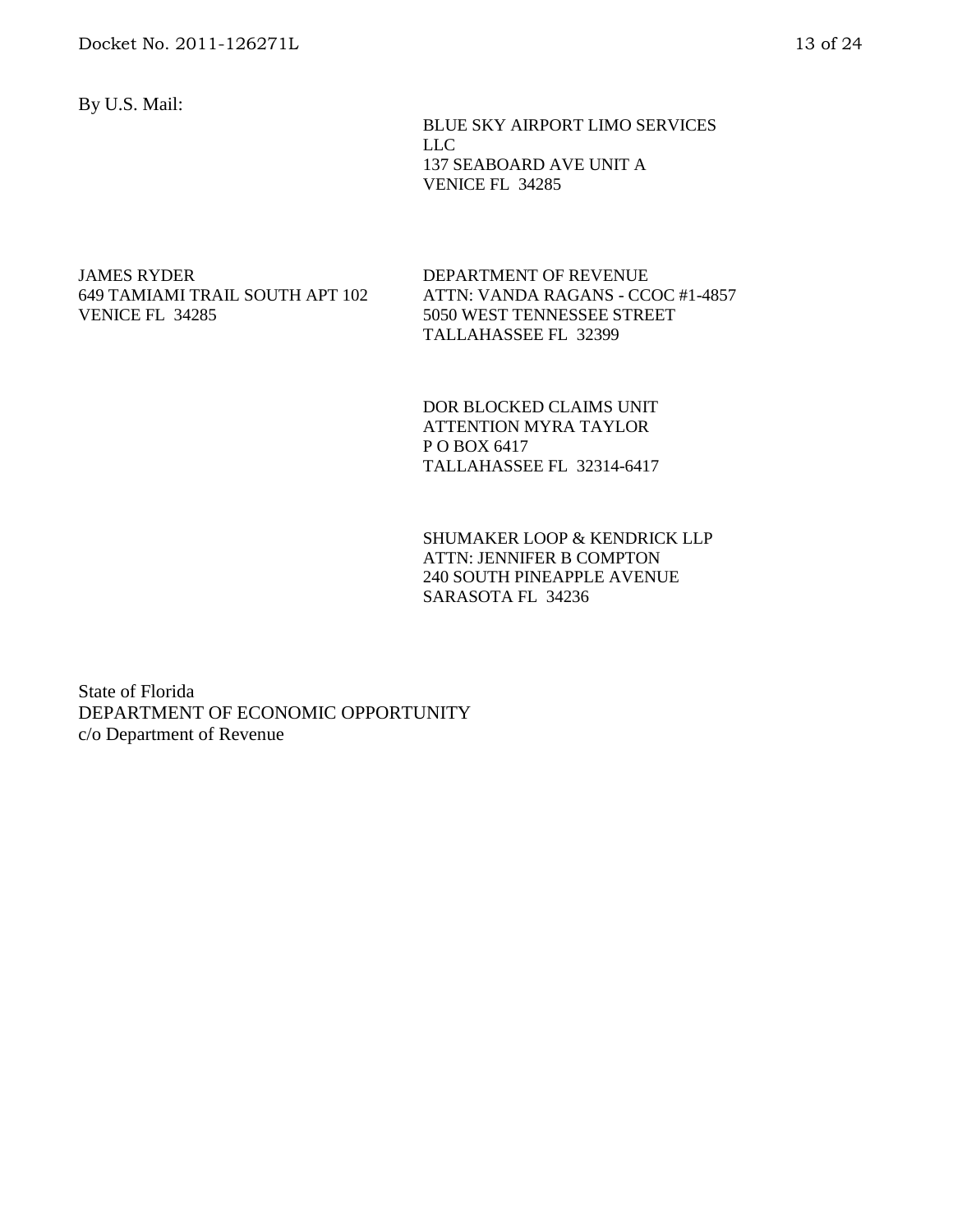By U.S. Mail:

BLUE SKY AIRPORT LIMO SERVICES LLC
137 SEABOARD AVE UNIT A
VENICE FL 34285

JAMES RYDER
649 TAMIAMI TRAIL SOUTH APT 102
VENICE FL 34285

DEPARTMENT OF REVENUE
ATTN: VANDA RAGANS - CCOC #1-4857
5050 WEST TENNESSEE STREET
TALLAHASSEE FL 32399

DOR BLOCKED CLAIMS UNIT
ATTENTION MYRA TAYLOR
P O BOX 6417
TALLAHASSEE FL 32314-6417

SHUMAKER LOOP & KENDRICK LLP
ATTN: JENNIFER B COMPTON
240 SOUTH PINEAPPLE AVENUE
SARASOTA FL 34236

State of Florida
DEPARTMENT OF ECONOMIC OPPORTUNITY
c/o Department of Revenue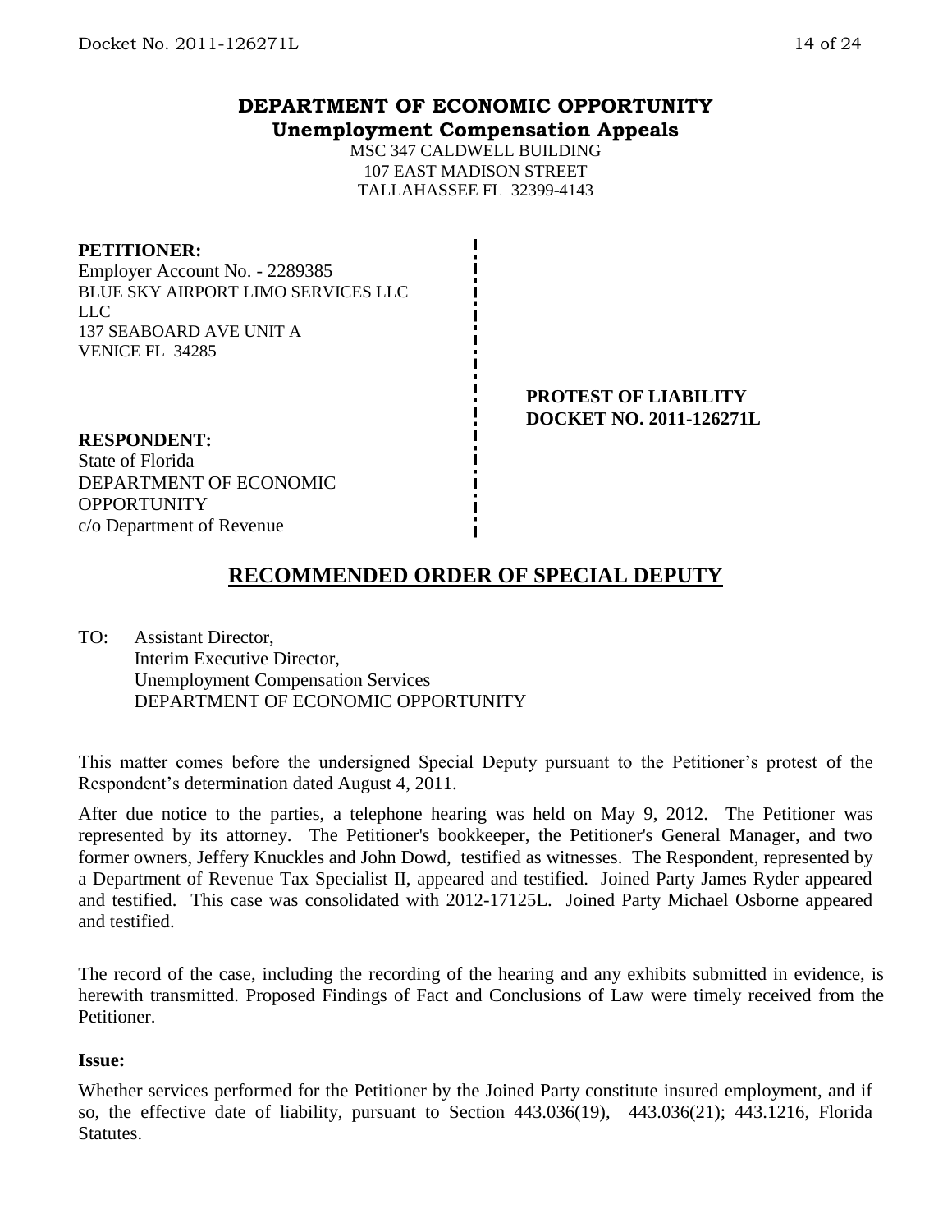# DEPARTMENT OF ECONOMIC OPPORTUNITY
## Unemployment Compensation Appeals

MSC 347 CALDWELL BUILDING
107 EAST MADISON STREET
TALLAHASSEE FL 32399-4143

**PETITIONER:**
Employer Account No. - 2289385
BLUE SKY AIRPORT LIMO SERVICES LLC
LLC
137 SEABOARD AVE UNIT A
VENICE FL 34285

**PROTEST OF LIABILITY**
**DOCKET NO. 2011-126271L**

**RESPONDENT:**
State of Florida
DEPARTMENT OF ECONOMIC
OPPORTUNITY
c/o Department of Revenue

## RECOMMENDED ORDER OF SPECIAL DEPUTY

TO: Assistant Director,
Interim Executive Director,
Unemployment Compensation Services
DEPARTMENT OF ECONOMIC OPPORTUNITY

This matter comes before the undersigned Special Deputy pursuant to the Petitioner's protest of the Respondent's determination dated August 4, 2011.

After due notice to the parties, a telephone hearing was held on May 9, 2012. The Petitioner was represented by its attorney. The Petitioner's bookkeeper, the Petitioner's General Manager, and two former owners, Jeffery Knuckles and John Dowd, testified as witnesses. The Respondent, represented by a Department of Revenue Tax Specialist II, appeared and testified. Joined Party James Ryder appeared and testified. This case was consolidated with 2012-17125L. Joined Party Michael Osborne appeared and testified.

The record of the case, including the recording of the hearing and any exhibits submitted in evidence, is herewith transmitted. Proposed Findings of Fact and Conclusions of Law were timely received from the Petitioner.

**Issue:**

Whether services performed for the Petitioner by the Joined Party constitute insured employment, and if so, the effective date of liability, pursuant to Section 443.036(19), 443.036(21); 443.1216, Florida Statutes.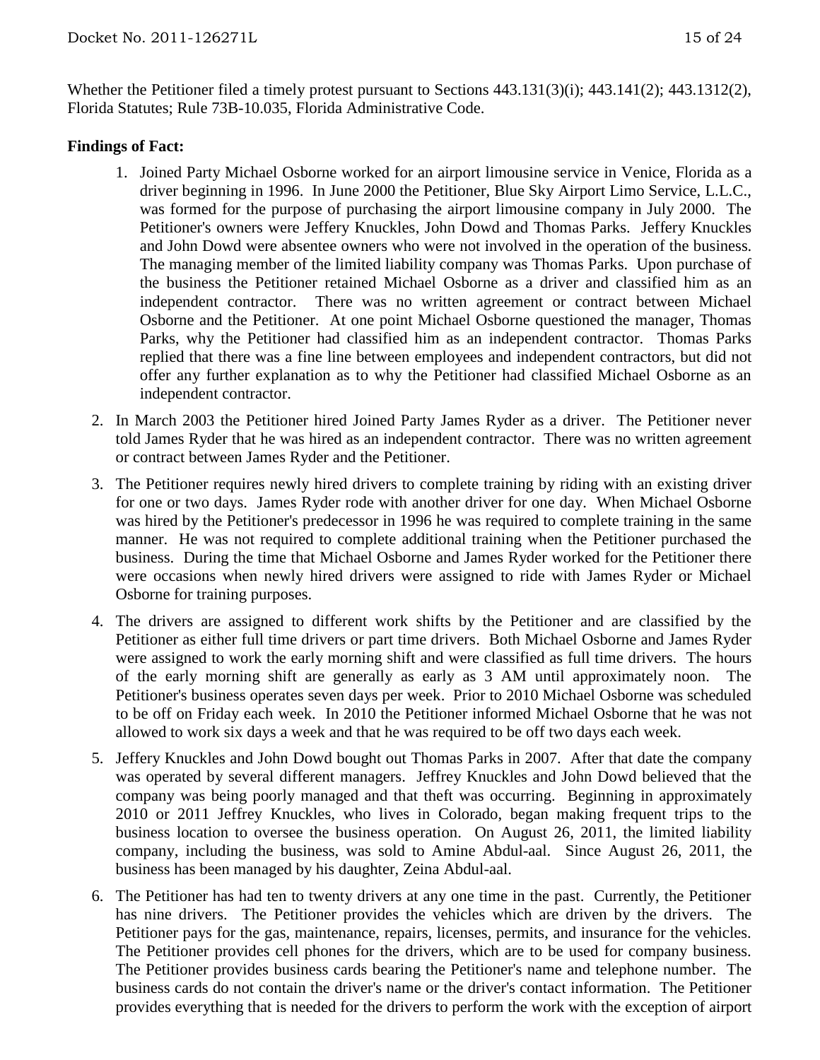Whether the Petitioner filed a timely protest pursuant to Sections 443.131(3)(i); 443.141(2); 443.1312(2), Florida Statutes; Rule 73B-10.035, Florida Administrative Code.

**Findings of Fact:**

1. Joined Party Michael Osborne worked for an airport limousine service in Venice, Florida as a driver beginning in 1996. In June 2000 the Petitioner, Blue Sky Airport Limo Service, L.L.C., was formed for the purpose of purchasing the airport limousine company in July 2000. The Petitioner's owners were Jeffery Knuckles, John Dowd and Thomas Parks. Jeffery Knuckles and John Dowd were absentee owners who were not involved in the operation of the business. The managing member of the limited liability company was Thomas Parks. Upon purchase of the business the Petitioner retained Michael Osborne as a driver and classified him as an independent contractor. There was no written agreement or contract between Michael Osborne and the Petitioner. At one point Michael Osborne questioned the manager, Thomas Parks, why the Petitioner had classified him as an independent contractor. Thomas Parks replied that there was a fine line between employees and independent contractors, but did not offer any further explanation as to why the Petitioner had classified Michael Osborne as an independent contractor.

2. In March 2003 the Petitioner hired Joined Party James Ryder as a driver. The Petitioner never told James Ryder that he was hired as an independent contractor. There was no written agreement or contract between James Ryder and the Petitioner.

3. The Petitioner requires newly hired drivers to complete training by riding with an existing driver for one or two days. James Ryder rode with another driver for one day. When Michael Osborne was hired by the Petitioner's predecessor in 1996 he was required to complete training in the same manner. He was not required to complete additional training when the Petitioner purchased the business. During the time that Michael Osborne and James Ryder worked for the Petitioner there were occasions when newly hired drivers were assigned to ride with James Ryder or Michael Osborne for training purposes.

4. The drivers are assigned to different work shifts by the Petitioner and are classified by the Petitioner as either full time drivers or part time drivers. Both Michael Osborne and James Ryder were assigned to work the early morning shift and were classified as full time drivers. The hours of the early morning shift are generally as early as 3 AM until approximately noon. The Petitioner's business operates seven days per week. Prior to 2010 Michael Osborne was scheduled to be off on Friday each week. In 2010 the Petitioner informed Michael Osborne that he was not allowed to work six days a week and that he was required to be off two days each week.

5. Jeffery Knuckles and John Dowd bought out Thomas Parks in 2007. After that date the company was operated by several different managers. Jeffrey Knuckles and John Dowd believed that the company was being poorly managed and that theft was occurring. Beginning in approximately 2010 or 2011 Jeffrey Knuckles, who lives in Colorado, began making frequent trips to the business location to oversee the business operation. On August 26, 2011, the limited liability company, including the business, was sold to Amine Abdul-aal. Since August 26, 2011, the business has been managed by his daughter, Zeina Abdul-aal.

6. The Petitioner has had ten to twenty drivers at any one time in the past. Currently, the Petitioner has nine drivers. The Petitioner provides the vehicles which are driven by the drivers. The Petitioner pays for the gas, maintenance, repairs, licenses, permits, and insurance for the vehicles. The Petitioner provides cell phones for the drivers, which are to be used for company business. The Petitioner provides business cards bearing the Petitioner's name and telephone number. The business cards do not contain the driver's name or the driver's contact information. The Petitioner provides everything that is needed for the drivers to perform the work with the exception of airport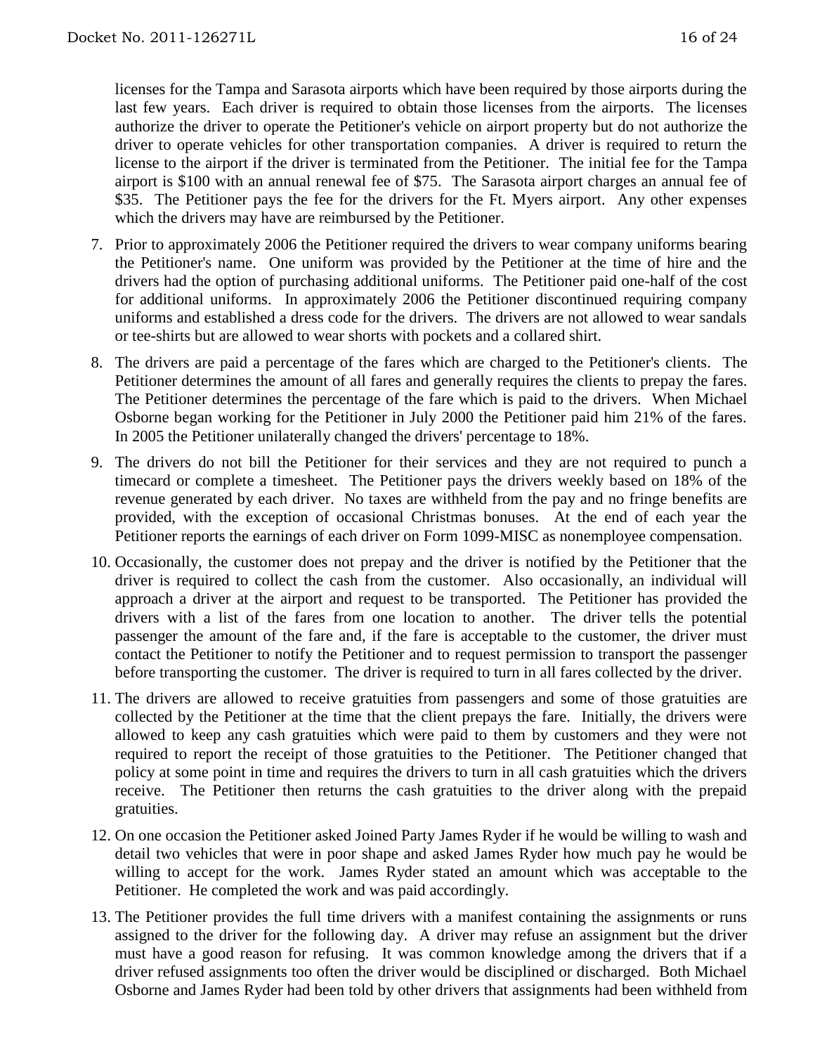licenses for the Tampa and Sarasota airports which have been required by those airports during the last few years. Each driver is required to obtain those licenses from the airports. The licenses authorize the driver to operate the Petitioner's vehicle on airport property but do not authorize the driver to operate vehicles for other transportation companies. A driver is required to return the license to the airport if the driver is terminated from the Petitioner. The initial fee for the Tampa airport is $100 with an annual renewal fee of $75. The Sarasota airport charges an annual fee of $35. The Petitioner pays the fee for the drivers for the Ft. Myers airport. Any other expenses which the drivers may have are reimbursed by the Petitioner.

7. Prior to approximately 2006 the Petitioner required the drivers to wear company uniforms bearing the Petitioner's name. One uniform was provided by the Petitioner at the time of hire and the drivers had the option of purchasing additional uniforms. The Petitioner paid one-half of the cost for additional uniforms. In approximately 2006 the Petitioner discontinued requiring company uniforms and established a dress code for the drivers. The drivers are not allowed to wear sandals or tee-shirts but are allowed to wear shorts with pockets and a collared shirt.

8. The drivers are paid a percentage of the fares which are charged to the Petitioner's clients. The Petitioner determines the amount of all fares and generally requires the clients to prepay the fares. The Petitioner determines the percentage of the fare which is paid to the drivers. When Michael Osborne began working for the Petitioner in July 2000 the Petitioner paid him 21% of the fares. In 2005 the Petitioner unilaterally changed the drivers' percentage to 18%.

9. The drivers do not bill the Petitioner for their services and they are not required to punch a timecard or complete a timesheet. The Petitioner pays the drivers weekly based on 18% of the revenue generated by each driver. No taxes are withheld from the pay and no fringe benefits are provided, with the exception of occasional Christmas bonuses. At the end of each year the Petitioner reports the earnings of each driver on Form 1099-MISC as nonemployee compensation.

10. Occasionally, the customer does not prepay and the driver is notified by the Petitioner that the driver is required to collect the cash from the customer. Also occasionally, an individual will approach a driver at the airport and request to be transported. The Petitioner has provided the drivers with a list of the fares from one location to another. The driver tells the potential passenger the amount of the fare and, if the fare is acceptable to the customer, the driver must contact the Petitioner to notify the Petitioner and to request permission to transport the passenger before transporting the customer. The driver is required to turn in all fares collected by the driver.

11. The drivers are allowed to receive gratuities from passengers and some of those gratuities are collected by the Petitioner at the time that the client prepays the fare. Initially, the drivers were allowed to keep any cash gratuities which were paid to them by customers and they were not required to report the receipt of those gratuities to the Petitioner. The Petitioner changed that policy at some point in time and requires the drivers to turn in all cash gratuities which the drivers receive. The Petitioner then returns the cash gratuities to the driver along with the prepaid gratuities.

12. On one occasion the Petitioner asked Joined Party James Ryder if he would be willing to wash and detail two vehicles that were in poor shape and asked James Ryder how much pay he would be willing to accept for the work. James Ryder stated an amount which was acceptable to the Petitioner. He completed the work and was paid accordingly.

13. The Petitioner provides the full time drivers with a manifest containing the assignments or runs assigned to the driver for the following day. A driver may refuse an assignment but the driver must have a good reason for refusing. It was common knowledge among the drivers that if a driver refused assignments too often the driver would be disciplined or discharged. Both Michael Osborne and James Ryder had been told by other drivers that assignments had been withheld from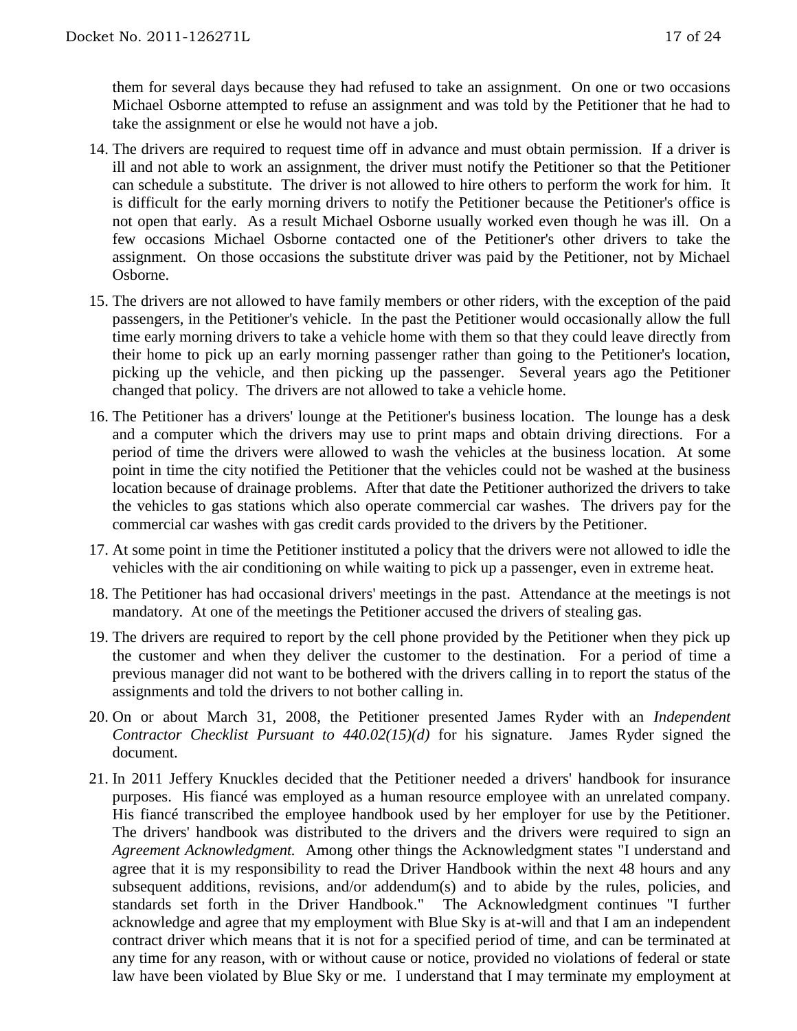them for several days because they had refused to take an assignment. On one or two occasions Michael Osborne attempted to refuse an assignment and was told by the Petitioner that he had to take the assignment or else he would not have a job.

14. The drivers are required to request time off in advance and must obtain permission. If a driver is ill and not able to work an assignment, the driver must notify the Petitioner so that the Petitioner can schedule a substitute. The driver is not allowed to hire others to perform the work for him. It is difficult for the early morning drivers to notify the Petitioner because the Petitioner's office is not open that early. As a result Michael Osborne usually worked even though he was ill. On a few occasions Michael Osborne contacted one of the Petitioner's other drivers to take the assignment. On those occasions the substitute driver was paid by the Petitioner, not by Michael Osborne.

15. The drivers are not allowed to have family members or other riders, with the exception of the paid passengers, in the Petitioner's vehicle. In the past the Petitioner would occasionally allow the full time early morning drivers to take a vehicle home with them so that they could leave directly from their home to pick up an early morning passenger rather than going to the Petitioner's location, picking up the vehicle, and then picking up the passenger. Several years ago the Petitioner changed that policy. The drivers are not allowed to take a vehicle home.

16. The Petitioner has a drivers' lounge at the Petitioner's business location. The lounge has a desk and a computer which the drivers may use to print maps and obtain driving directions. For a period of time the drivers were allowed to wash the vehicles at the business location. At some point in time the city notified the Petitioner that the vehicles could not be washed at the business location because of drainage problems. After that date the Petitioner authorized the drivers to take the vehicles to gas stations which also operate commercial car washes. The drivers pay for the commercial car washes with gas credit cards provided to the drivers by the Petitioner.

17. At some point in time the Petitioner instituted a policy that the drivers were not allowed to idle the vehicles with the air conditioning on while waiting to pick up a passenger, even in extreme heat.

18. The Petitioner has had occasional drivers' meetings in the past. Attendance at the meetings is not mandatory. At one of the meetings the Petitioner accused the drivers of stealing gas.

19. The drivers are required to report by the cell phone provided by the Petitioner when they pick up the customer and when they deliver the customer to the destination. For a period of time a previous manager did not want to be bothered with the drivers calling in to report the status of the assignments and told the drivers to not bother calling in.

20. On or about March 31, 2008, the Petitioner presented James Ryder with an *Independent Contractor Checklist Pursuant to 440.02(15)(d)* for his signature. James Ryder signed the document.

21. In 2011 Jeffery Knuckles decided that the Petitioner needed a drivers' handbook for insurance purposes. His fiancé was employed as a human resource employee with an unrelated company. His fiancé transcribed the employee handbook used by her employer for use by the Petitioner. The drivers' handbook was distributed to the drivers and the drivers were required to sign an *Agreement Acknowledgment.* Among other things the Acknowledgment states "I understand and agree that it is my responsibility to read the Driver Handbook within the next 48 hours and any subsequent additions, revisions, and/or addendum(s) and to abide by the rules, policies, and standards set forth in the Driver Handbook." The Acknowledgment continues "I further acknowledge and agree that my employment with Blue Sky is at-will and that I am an independent contract driver which means that it is not for a specified period of time, and can be terminated at any time for any reason, with or without cause or notice, provided no violations of federal or state law have been violated by Blue Sky or me. I understand that I may terminate my employment at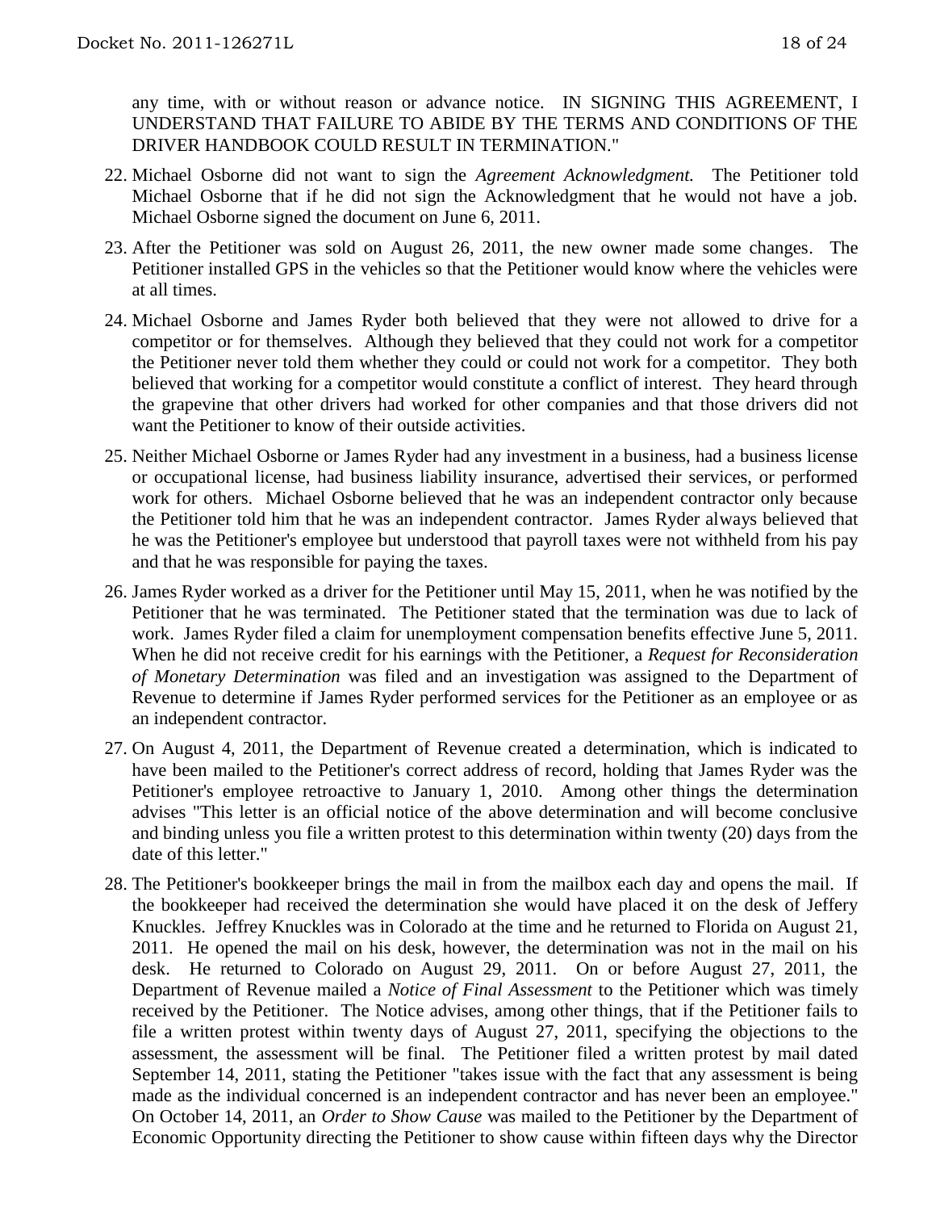any time, with or without reason or advance notice. IN SIGNING THIS AGREEMENT, I UNDERSTAND THAT FAILURE TO ABIDE BY THE TERMS AND CONDITIONS OF THE DRIVER HANDBOOK COULD RESULT IN TERMINATION."

22. Michael Osborne did not want to sign the *Agreement Acknowledgment.* The Petitioner told Michael Osborne that if he did not sign the Acknowledgment that he would not have a job. Michael Osborne signed the document on June 6, 2011.

23. After the Petitioner was sold on August 26, 2011, the new owner made some changes. The Petitioner installed GPS in the vehicles so that the Petitioner would know where the vehicles were at all times.

24. Michael Osborne and James Ryder both believed that they were not allowed to drive for a competitor or for themselves. Although they believed that they could not work for a competitor the Petitioner never told them whether they could or could not work for a competitor. They both believed that working for a competitor would constitute a conflict of interest. They heard through the grapevine that other drivers had worked for other companies and that those drivers did not want the Petitioner to know of their outside activities.

25. Neither Michael Osborne or James Ryder had any investment in a business, had a business license or occupational license, had business liability insurance, advertised their services, or performed work for others. Michael Osborne believed that he was an independent contractor only because the Petitioner told him that he was an independent contractor. James Ryder always believed that he was the Petitioner's employee but understood that payroll taxes were not withheld from his pay and that he was responsible for paying the taxes.

26. James Ryder worked as a driver for the Petitioner until May 15, 2011, when he was notified by the Petitioner that he was terminated. The Petitioner stated that the termination was due to lack of work. James Ryder filed a claim for unemployment compensation benefits effective June 5, 2011. When he did not receive credit for his earnings with the Petitioner, a *Request for Reconsideration of Monetary Determination* was filed and an investigation was assigned to the Department of Revenue to determine if James Ryder performed services for the Petitioner as an employee or as an independent contractor.

27. On August 4, 2011, the Department of Revenue created a determination, which is indicated to have been mailed to the Petitioner's correct address of record, holding that James Ryder was the Petitioner's employee retroactive to January 1, 2010. Among other things the determination advises "This letter is an official notice of the above determination and will become conclusive and binding unless you file a written protest to this determination within twenty (20) days from the date of this letter."

28. The Petitioner's bookkeeper brings the mail in from the mailbox each day and opens the mail. If the bookkeeper had received the determination she would have placed it on the desk of Jeffery Knuckles. Jeffrey Knuckles was in Colorado at the time and he returned to Florida on August 21, 2011. He opened the mail on his desk, however, the determination was not in the mail on his desk. He returned to Colorado on August 29, 2011. On or before August 27, 2011, the Department of Revenue mailed a *Notice of Final Assessment* to the Petitioner which was timely received by the Petitioner. The Notice advises, among other things, that if the Petitioner fails to file a written protest within twenty days of August 27, 2011, specifying the objections to the assessment, the assessment will be final. The Petitioner filed a written protest by mail dated September 14, 2011, stating the Petitioner "takes issue with the fact that any assessment is being made as the individual concerned is an independent contractor and has never been an employee." On October 14, 2011, an *Order to Show Cause* was mailed to the Petitioner by the Department of Economic Opportunity directing the Petitioner to show cause within fifteen days why the Director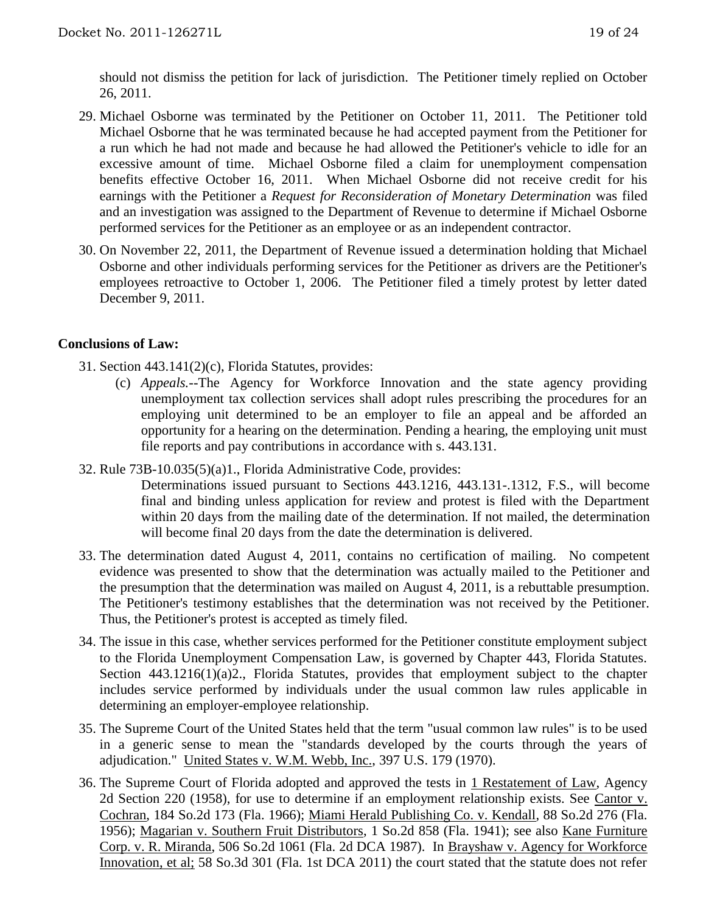should not dismiss the petition for lack of jurisdiction. The Petitioner timely replied on October 26, 2011.

29. Michael Osborne was terminated by the Petitioner on October 11, 2011. The Petitioner told Michael Osborne that he was terminated because he had accepted payment from the Petitioner for a run which he had not made and because he had allowed the Petitioner's vehicle to idle for an excessive amount of time. Michael Osborne filed a claim for unemployment compensation benefits effective October 16, 2011. When Michael Osborne did not receive credit for his earnings with the Petitioner a *Request for Reconsideration of Monetary Determination* was filed and an investigation was assigned to the Department of Revenue to determine if Michael Osborne performed services for the Petitioner as an employee or as an independent contractor.

30. On November 22, 2011, the Department of Revenue issued a determination holding that Michael Osborne and other individuals performing services for the Petitioner as drivers are the Petitioner's employees retroactive to October 1, 2006. The Petitioner filed a timely protest by letter dated December 9, 2011.

**Conclusions of Law:**

31. Section 443.141(2)(c), Florida Statutes, provides:

    (c) *Appeals.*--The Agency for Workforce Innovation and the state agency providing unemployment tax collection services shall adopt rules prescribing the procedures for an employing unit determined to be an employer to file an appeal and be afforded an opportunity for a hearing on the determination. Pending a hearing, the employing unit must file reports and pay contributions in accordance with s. 443.131.

32. Rule 73B-10.035(5)(a)1., Florida Administrative Code, provides:

    Determinations issued pursuant to Sections 443.1216, 443.131-.1312, F.S., will become final and binding unless application for review and protest is filed with the Department within 20 days from the mailing date of the determination. If not mailed, the determination will become final 20 days from the date the determination is delivered.

33. The determination dated August 4, 2011, contains no certification of mailing. No competent evidence was presented to show that the determination was actually mailed to the Petitioner and the presumption that the determination was mailed on August 4, 2011, is a rebuttable presumption. The Petitioner's testimony establishes that the determination was not received by the Petitioner. Thus, the Petitioner's protest is accepted as timely filed.

34. The issue in this case, whether services performed for the Petitioner constitute employment subject to the Florida Unemployment Compensation Law, is governed by Chapter 443, Florida Statutes. Section 443.1216(1)(a)2., Florida Statutes, provides that employment subject to the chapter includes service performed by individuals under the usual common law rules applicable in determining an employer-employee relationship.

35. The Supreme Court of the United States held that the term "usual common law rules" is to be used in a generic sense to mean the "standards developed by the courts through the years of adjudication." United States v. W.M. Webb, Inc., 397 U.S. 179 (1970).

36. The Supreme Court of Florida adopted and approved the tests in 1 Restatement of Law, Agency 2d Section 220 (1958), for use to determine if an employment relationship exists. See Cantor v. Cochran, 184 So.2d 173 (Fla. 1966); Miami Herald Publishing Co. v. Kendall, 88 So.2d 276 (Fla. 1956); Magarian v. Southern Fruit Distributors, 1 So.2d 858 (Fla. 1941); see also Kane Furniture Corp. v. R. Miranda, 506 So.2d 1061 (Fla. 2d DCA 1987). In Brayshaw v. Agency for Workforce Innovation, et al; 58 So.3d 301 (Fla. 1st DCA 2011) the court stated that the statute does not refer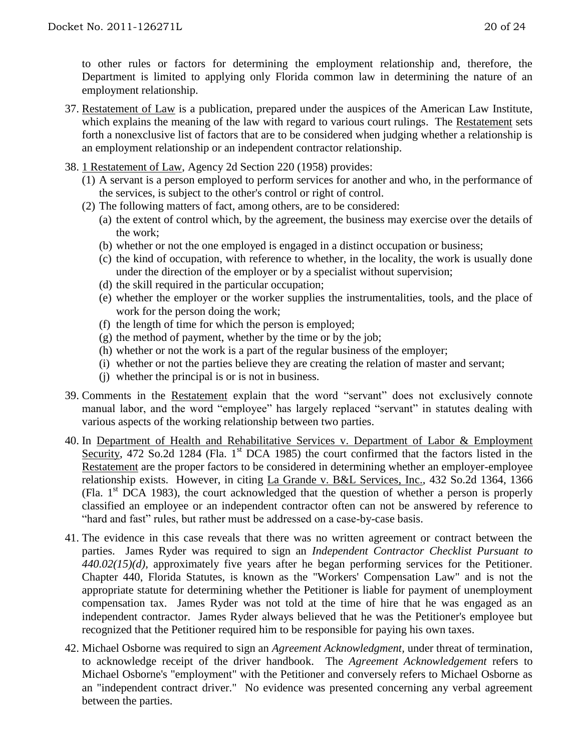to other rules or factors for determining the employment relationship and, therefore, the Department is limited to applying only Florida common law in determining the nature of an employment relationship.

37. Restatement of Law is a publication, prepared under the auspices of the American Law Institute, which explains the meaning of the law with regard to various court rulings. The Restatement sets forth a nonexclusive list of factors that are to be considered when judging whether a relationship is an employment relationship or an independent contractor relationship.

38. 1 Restatement of Law, Agency 2d Section 220 (1958) provides:
    (1) A servant is a person employed to perform services for another and who, in the performance of the services, is subject to the other's control or right of control.
    (2) The following matters of fact, among others, are to be considered:
        (a) the extent of control which, by the agreement, the business may exercise over the details of the work;
        (b) whether or not the one employed is engaged in a distinct occupation or business;
        (c) the kind of occupation, with reference to whether, in the locality, the work is usually done under the direction of the employer or by a specialist without supervision;
        (d) the skill required in the particular occupation;
        (e) whether the employer or the worker supplies the instrumentalities, tools, and the place of work for the person doing the work;
        (f) the length of time for which the person is employed;
        (g) the method of payment, whether by the time or by the job;
        (h) whether or not the work is a part of the regular business of the employer;
        (i) whether or not the parties believe they are creating the relation of master and servant;
        (j) whether the principal is or is not in business.

39. Comments in the Restatement explain that the word "servant" does not exclusively connote manual labor, and the word "employee" has largely replaced "servant" in statutes dealing with various aspects of the working relationship between two parties.

40. In Department of Health and Rehabilitative Services v. Department of Labor & Employment Security, 472 So.2d 1284 (Fla. 1st DCA 1985) the court confirmed that the factors listed in the Restatement are the proper factors to be considered in determining whether an employer-employee relationship exists. However, in citing La Grande v. B&L Services, Inc., 432 So.2d 1364, 1366 (Fla. 1st DCA 1983), the court acknowledged that the question of whether a person is properly classified an employee or an independent contractor often can not be answered by reference to "hard and fast" rules, but rather must be addressed on a case-by-case basis.

41. The evidence in this case reveals that there was no written agreement or contract between the parties. James Ryder was required to sign an *Independent Contractor Checklist Pursuant to 440.02(15)(d),* approximately five years after he began performing services for the Petitioner. Chapter 440, Florida Statutes, is known as the "Workers' Compensation Law" and is not the appropriate statute for determining whether the Petitioner is liable for payment of unemployment compensation tax. James Ryder was not told at the time of hire that he was engaged as an independent contractor. James Ryder always believed that he was the Petitioner's employee but recognized that the Petitioner required him to be responsible for paying his own taxes.

42. Michael Osborne was required to sign an *Agreement Acknowledgment,* under threat of termination, to acknowledge receipt of the driver handbook. The *Agreement Acknowledgement* refers to Michael Osborne's "employment" with the Petitioner and conversely refers to Michael Osborne as an "independent contract driver." No evidence was presented concerning any verbal agreement between the parties.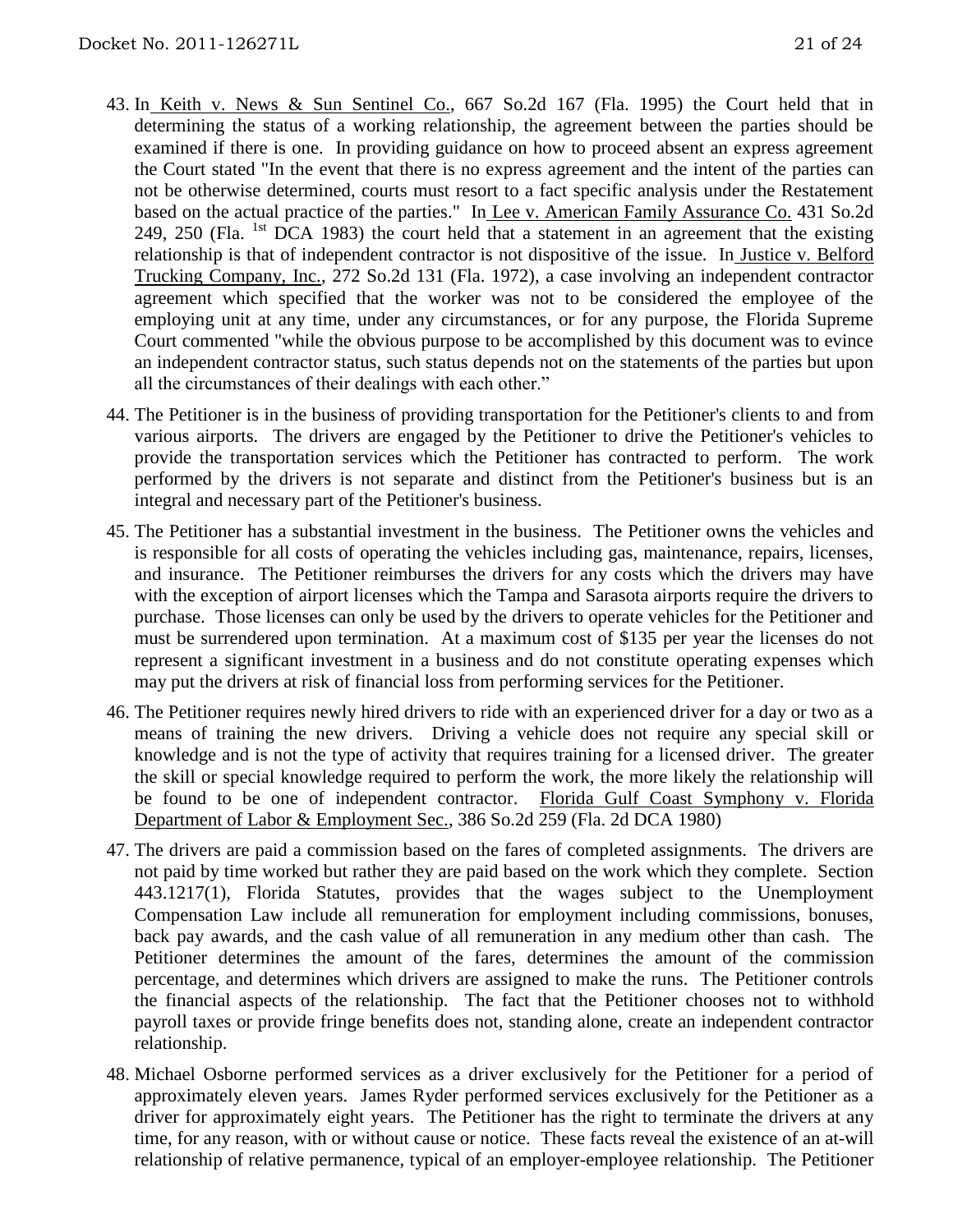43. In Keith v. News & Sun Sentinel Co., 667 So.2d 167 (Fla. 1995) the Court held that in determining the status of a working relationship, the agreement between the parties should be examined if there is one. In providing guidance on how to proceed absent an express agreement the Court stated "In the event that there is no express agreement and the intent of the parties can not be otherwise determined, courts must resort to a fact specific analysis under the Restatement based on the actual practice of the parties." In Lee v. American Family Assurance Co. 431 So.2d 249, 250 (Fla. 1st DCA 1983) the court held that a statement in an agreement that the existing relationship is that of independent contractor is not dispositive of the issue. In Justice v. Belford Trucking Company, Inc., 272 So.2d 131 (Fla. 1972), a case involving an independent contractor agreement which specified that the worker was not to be considered the employee of the employing unit at any time, under any circumstances, or for any purpose, the Florida Supreme Court commented "while the obvious purpose to be accomplished by this document was to evince an independent contractor status, such status depends not on the statements of the parties but upon all the circumstances of their dealings with each other."

44. The Petitioner is in the business of providing transportation for the Petitioner's clients to and from various airports. The drivers are engaged by the Petitioner to drive the Petitioner's vehicles to provide the transportation services which the Petitioner has contracted to perform. The work performed by the drivers is not separate and distinct from the Petitioner's business but is an integral and necessary part of the Petitioner's business.

45. The Petitioner has a substantial investment in the business. The Petitioner owns the vehicles and is responsible for all costs of operating the vehicles including gas, maintenance, repairs, licenses, and insurance. The Petitioner reimburses the drivers for any costs which the drivers may have with the exception of airport licenses which the Tampa and Sarasota airports require the drivers to purchase. Those licenses can only be used by the drivers to operate vehicles for the Petitioner and must be surrendered upon termination. At a maximum cost of $135 per year the licenses do not represent a significant investment in a business and do not constitute operating expenses which may put the drivers at risk of financial loss from performing services for the Petitioner.

46. The Petitioner requires newly hired drivers to ride with an experienced driver for a day or two as a means of training the new drivers. Driving a vehicle does not require any special skill or knowledge and is not the type of activity that requires training for a licensed driver. The greater the skill or special knowledge required to perform the work, the more likely the relationship will be found to be one of independent contractor. Florida Gulf Coast Symphony v. Florida Department of Labor & Employment Sec., 386 So.2d 259 (Fla. 2d DCA 1980)

47. The drivers are paid a commission based on the fares of completed assignments. The drivers are not paid by time worked but rather they are paid based on the work which they complete. Section 443.1217(1), Florida Statutes, provides that the wages subject to the Unemployment Compensation Law include all remuneration for employment including commissions, bonuses, back pay awards, and the cash value of all remuneration in any medium other than cash. The Petitioner determines the amount of the fares, determines the amount of the commission percentage, and determines which drivers are assigned to make the runs. The Petitioner controls the financial aspects of the relationship. The fact that the Petitioner chooses not to withhold payroll taxes or provide fringe benefits does not, standing alone, create an independent contractor relationship.

48. Michael Osborne performed services as a driver exclusively for the Petitioner for a period of approximately eleven years. James Ryder performed services exclusively for the Petitioner as a driver for approximately eight years. The Petitioner has the right to terminate the drivers at any time, for any reason, with or without cause or notice. These facts reveal the existence of an at-will relationship of relative permanence, typical of an employer-employee relationship. The Petitioner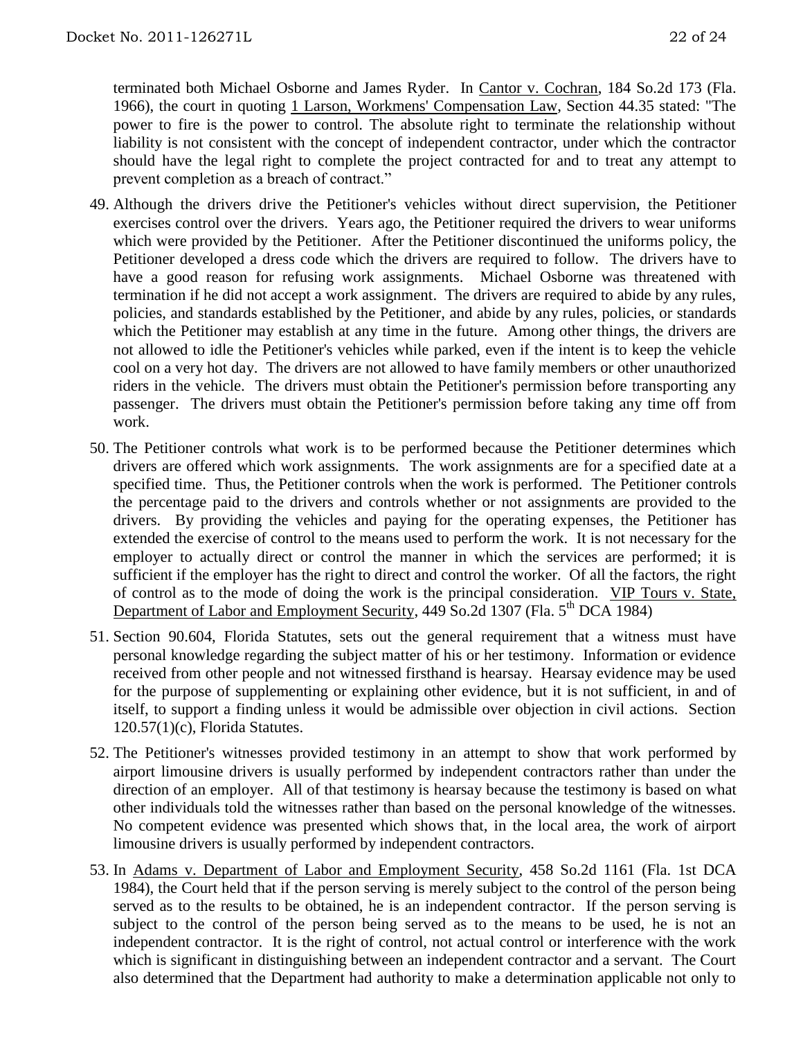terminated both Michael Osborne and James Ryder. In Cantor v. Cochran, 184 So.2d 173 (Fla. 1966), the court in quoting 1 Larson, Workmens' Compensation Law, Section 44.35 stated: "The power to fire is the power to control. The absolute right to terminate the relationship without liability is not consistent with the concept of independent contractor, under which the contractor should have the legal right to complete the project contracted for and to treat any attempt to prevent completion as a breach of contract."

49. Although the drivers drive the Petitioner's vehicles without direct supervision, the Petitioner exercises control over the drivers. Years ago, the Petitioner required the drivers to wear uniforms which were provided by the Petitioner. After the Petitioner discontinued the uniforms policy, the Petitioner developed a dress code which the drivers are required to follow. The drivers have to have a good reason for refusing work assignments. Michael Osborne was threatened with termination if he did not accept a work assignment. The drivers are required to abide by any rules, policies, and standards established by the Petitioner, and abide by any rules, policies, or standards which the Petitioner may establish at any time in the future. Among other things, the drivers are not allowed to idle the Petitioner's vehicles while parked, even if the intent is to keep the vehicle cool on a very hot day. The drivers are not allowed to have family members or other unauthorized riders in the vehicle. The drivers must obtain the Petitioner's permission before transporting any passenger. The drivers must obtain the Petitioner's permission before taking any time off from work.

50. The Petitioner controls what work is to be performed because the Petitioner determines which drivers are offered which work assignments. The work assignments are for a specified date at a specified time. Thus, the Petitioner controls when the work is performed. The Petitioner controls the percentage paid to the drivers and controls whether or not assignments are provided to the drivers. By providing the vehicles and paying for the operating expenses, the Petitioner has extended the exercise of control to the means used to perform the work. It is not necessary for the employer to actually direct or control the manner in which the services are performed; it is sufficient if the employer has the right to direct and control the worker. Of all the factors, the right of control as to the mode of doing the work is the principal consideration. VIP Tours v. State, Department of Labor and Employment Security, 449 So.2d 1307 (Fla. 5th DCA 1984)

51. Section 90.604, Florida Statutes, sets out the general requirement that a witness must have personal knowledge regarding the subject matter of his or her testimony. Information or evidence received from other people and not witnessed firsthand is hearsay. Hearsay evidence may be used for the purpose of supplementing or explaining other evidence, but it is not sufficient, in and of itself, to support a finding unless it would be admissible over objection in civil actions. Section 120.57(1)(c), Florida Statutes.

52. The Petitioner's witnesses provided testimony in an attempt to show that work performed by airport limousine drivers is usually performed by independent contractors rather than under the direction of an employer. All of that testimony is hearsay because the testimony is based on what other individuals told the witnesses rather than based on the personal knowledge of the witnesses. No competent evidence was presented which shows that, in the local area, the work of airport limousine drivers is usually performed by independent contractors.

53. In Adams v. Department of Labor and Employment Security, 458 So.2d 1161 (Fla. 1st DCA 1984), the Court held that if the person serving is merely subject to the control of the person being served as to the results to be obtained, he is an independent contractor. If the person serving is subject to the control of the person being served as to the means to be used, he is not an independent contractor. It is the right of control, not actual control or interference with the work which is significant in distinguishing between an independent contractor and a servant. The Court also determined that the Department had authority to make a determination applicable not only to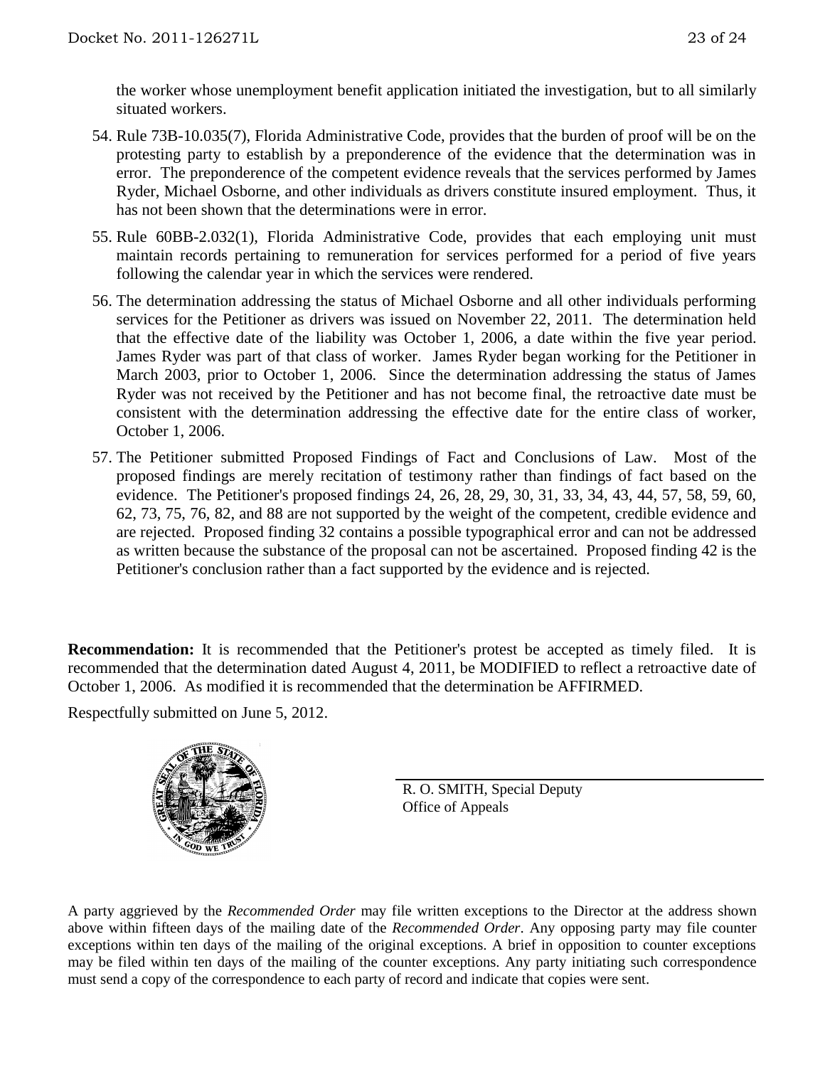the worker whose unemployment benefit application initiated the investigation, but to all similarly situated workers.

54. Rule 73B-10.035(7), Florida Administrative Code, provides that the burden of proof will be on the protesting party to establish by a preponderence of the evidence that the determination was in error. The preponderence of the competent evidence reveals that the services performed by James Ryder, Michael Osborne, and other individuals as drivers constitute insured employment. Thus, it has not been shown that the determinations were in error.

55. Rule 60BB-2.032(1), Florida Administrative Code, provides that each employing unit must maintain records pertaining to remuneration for services performed for a period of five years following the calendar year in which the services were rendered.

56. The determination addressing the status of Michael Osborne and all other individuals performing services for the Petitioner as drivers was issued on November 22, 2011. The determination held that the effective date of the liability was October 1, 2006, a date within the five year period. James Ryder was part of that class of worker. James Ryder began working for the Petitioner in March 2003, prior to October 1, 2006. Since the determination addressing the status of James Ryder was not received by the Petitioner and has not become final, the retroactive date must be consistent with the determination addressing the effective date for the entire class of worker, October 1, 2006.

57. The Petitioner submitted Proposed Findings of Fact and Conclusions of Law. Most of the proposed findings are merely recitation of testimony rather than findings of fact based on the evidence. The Petitioner's proposed findings 24, 26, 28, 29, 30, 31, 33, 34, 43, 44, 57, 58, 59, 60, 62, 73, 75, 76, 82, and 88 are not supported by the weight of the competent, credible evidence and are rejected. Proposed finding 32 contains a possible typographical error and can not be addressed as written because the substance of the proposal can not be ascertained. Proposed finding 42 is the Petitioner's conclusion rather than a fact supported by the evidence and is rejected.

**Recommendation:** It is recommended that the Petitioner's protest be accepted as timely filed. It is recommended that the determination dated August 4, 2011, be MODIFIED to reflect a retroactive date of October 1, 2006. As modified it is recommended that the determination be AFFIRMED.

Respectfully submitted on June 5, 2012.

R. O. SMITH, Special Deputy
Office of Appeals

A party aggrieved by the *Recommended Order* may file written exceptions to the Director at the address shown above within fifteen days of the mailing date of the *Recommended Order*. Any opposing party may file counter exceptions within ten days of the mailing of the original exceptions. A brief in opposition to counter exceptions may be filed within ten days of the mailing of the counter exceptions. Any party initiating such correspondence must send a copy of the correspondence to each party of record and indicate that copies were sent.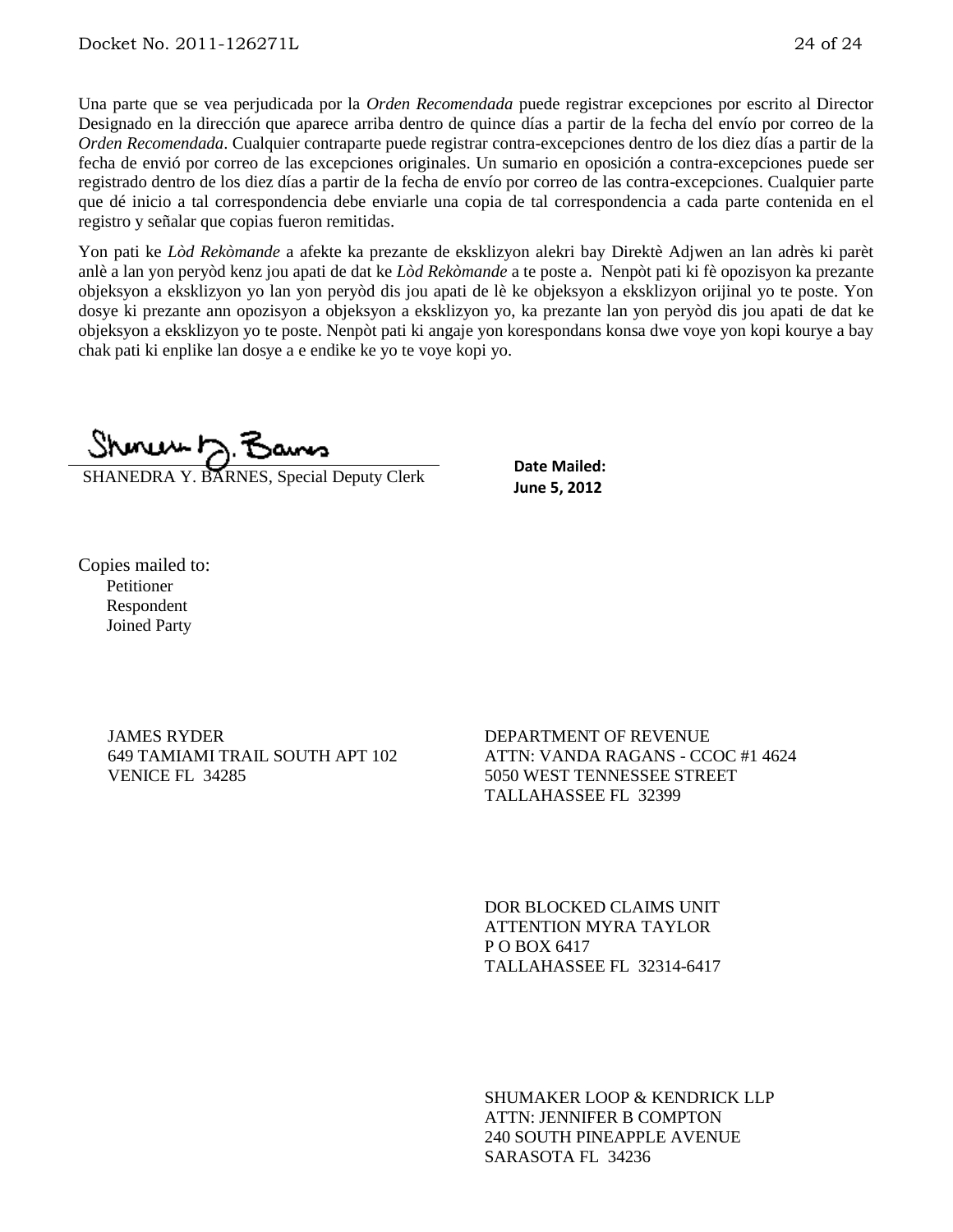Una parte que se vea perjudicada por la *Orden Recomendada* puede registrar excepciones por escrito al Director Designado en la dirección que aparece arriba dentro de quince días a partir de la fecha del envío por correo de la *Orden Recomendada*. Cualquier contraparte puede registrar contra-excepciones dentro de los diez días a partir de la fecha de envió por correo de las excepciones originales. Un sumario en oposición a contra-excepciones puede ser registrado dentro de los diez días a partir de la fecha de envío por correo de las contra-excepciones. Cualquier parte que dé inicio a tal correspondencia debe enviarle una copia de tal correspondencia a cada parte contenida en el registro y señalar que copias fueron remitidas.

Yon pati ke *Lòd Rekòmande* a afekte ka prezante de eksklizyon alekri bay Direktè Adjwen an lan adrès ki parèt anlè a lan yon peryòd kenz jou apati de dat ke *Lòd Rekòmande* a te poste a. Nenpòt pati ki fè opozisyon ka prezante objeksyon a eksklizyon yo lan yon peryòd dis jou apati de lè ke objeksyon a eksklizyon orijinal yo te poste. Yon dosye ki prezante ann opozisyon a objeksyon a eksklizyon yo, ka prezante lan yon peryòd dis jou apati de dat ke objeksyon a eksklizyon yo te poste. Nenpòt pati ki angaje yon korespondans konsa dwe voye yon kopi kourye a bay chak pati ki enplike lan dosye a e endike ke yo te voye kopi yo.

SHANEDRA Y. BARNES, Special Deputy Clerk

**Date Mailed:**
**June 5, 2012**

Copies mailed to:
Petitioner
Respondent
Joined Party

JAMES RYDER
649 TAMIAMI TRAIL SOUTH APT 102
VENICE FL 34285

DEPARTMENT OF REVENUE
ATTN: VANDA RAGANS - CCOC #1 4624
5050 WEST TENNESSEE STREET
TALLAHASSEE FL 32399

DOR BLOCKED CLAIMS UNIT
ATTENTION MYRA TAYLOR
P O BOX 6417
TALLAHASSEE FL 32314-6417

SHUMAKER LOOP & KENDRICK LLP
ATTN: JENNIFER B COMPTON
240 SOUTH PINEAPPLE AVENUE
SARASOTA FL 34236